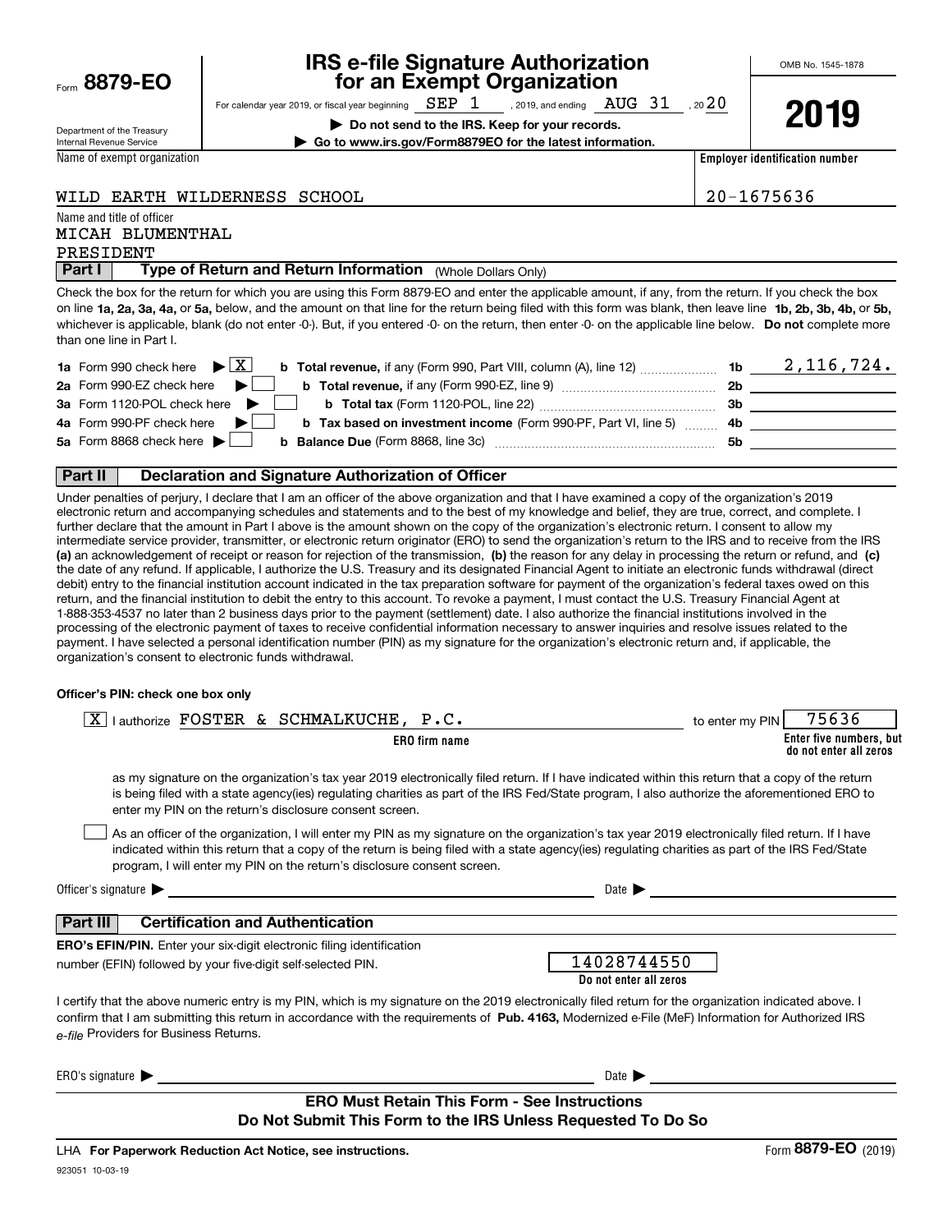Form **8879-EO**

Department of the Treasury
Internal Revenue Service

# IRS e-file Signature Authorization for an Exempt Organization

For calendar year 2019, or fiscal year beginning SEP 1, 2019, and ending AUG 31, 2020

▶ Do not send to the IRS. Keep for your records.

▶ Go to www.irs.gov/Form8879EO for the latest information.

OMB No. 1545-1878

**2019**

Name of exempt organization: WILD EARTH WILDERNESS SCHOOL

Employer identification number: 20-1675636

Name and title of officer: MICAH BLUMENTHAL
PRESIDENT

## Part I — Type of Return and Return Information (Whole Dollars Only)

Check the box for the return for which you are using this Form 8879-EO and enter the applicable amount, if any, from the return. If you check the box on line **1a, 2a, 3a, 4a,** or **5a,** below, and the amount on that line for the return being filed with this form was blank, then leave line **1b, 2b, 3b, 4b,** or **5b,** whichever is applicable, blank (do not enter -0-). But, if you entered -0- on the return, then enter -0- on the applicable line below. **Do not** complete more than one line in Part I.

| | | | |
|---|---|---|---|
| **1a** Form 990 check here ▶ [X] | **b** **Total revenue,** if any (Form 990, Part VIII, column (A), line 12) | 1b | 2,116,724. |
| **2a** Form 990-EZ check here ▶ [ ] | **b** **Total revenue,** if any (Form 990-EZ, line 9) | 2b | |
| **3a** Form 1120-POL check here ▶ [ ] | **b** **Total tax** (Form 1120-POL, line 22) | 3b | |
| **4a** Form 990-PF check here ▶ [ ] | **b** **Tax based on investment income** (Form 990-PF, Part VI, line 5) | 4b | |
| **5a** Form 8868 check here ▶ [ ] | **b** **Balance Due** (Form 8868, line 3c) | 5b | |

## Part II — Declaration and Signature Authorization of Officer

Under penalties of perjury, I declare that I am an officer of the above organization and that I have examined a copy of the organization's 2019 electronic return and accompanying schedules and statements and to the best of my knowledge and belief, they are true, correct, and complete. I further declare that the amount in Part I above is the amount shown on the copy of the organization's electronic return. I consent to allow my intermediate service provider, transmitter, or electronic return originator (ERO) to send the organization's return to the IRS and to receive from the IRS **(a)** an acknowledgement of receipt or reason for rejection of the transmission, **(b)** the reason for any delay in processing the return or refund, and **(c)** the date of any refund. If applicable, I authorize the U.S. Treasury and its designated Financial Agent to initiate an electronic funds withdrawal (direct debit) entry to the financial institution account indicated in the tax preparation software for payment of the organization's federal taxes owed on this return, and the financial institution to debit the entry to this account. To revoke a payment, I must contact the U.S. Treasury Financial Agent at 1-888-353-4537 no later than 2 business days prior to the payment (settlement) date. I also authorize the financial institutions involved in the processing of the electronic payment of taxes to receive confidential information necessary to answer inquiries and resolve issues related to the payment. I have selected a personal identification number (PIN) as my signature for the organization's electronic return and, if applicable, the organization's consent to electronic funds withdrawal.

**Officer's PIN: check one box only**

[X] I authorize FOSTER & SCHMALKUCHE, P.C. (ERO firm name) to enter my PIN 75636 (Enter five numbers, but do not enter all zeros)

as my signature on the organization's tax year 2019 electronically filed return. If I have indicated within this return that a copy of the return is being filed with a state agency(ies) regulating charities as part of the IRS Fed/State program, I also authorize the aforementioned ERO to enter my PIN on the return's disclosure consent screen.

[ ] As an officer of the organization, I will enter my PIN as my signature on the organization's tax year 2019 electronically filed return. If I have indicated within this return that a copy of the return is being filed with a state agency(ies) regulating charities as part of the IRS Fed/State program, I will enter my PIN on the return's disclosure consent screen.

Officer's signature ▶ ______________________ Date ▶ ______________

## Part III — Certification and Authentication

**ERO's EFIN/PIN.** Enter your six-digit electronic filing identification number (EFIN) followed by your five-digit self-selected PIN.

14028744550 (Do not enter all zeros)

I certify that the above numeric entry is my PIN, which is my signature on the 2019 electronically filed return for the organization indicated above. I confirm that I am submitting this return in accordance with the requirements of **Pub. 4163,** Modernized e-File (MeF) Information for Authorized IRS *e-file* Providers for Business Returns.

ERO's signature ▶ ______________________ Date ▶ ______________

**ERO Must Retain This Form - See Instructions**
**Do Not Submit This Form to the IRS Unless Requested To Do So**

LHA **For Paperwork Reduction Act Notice, see instructions.**

Form **8879-EO** (2019)

923051 10-03-19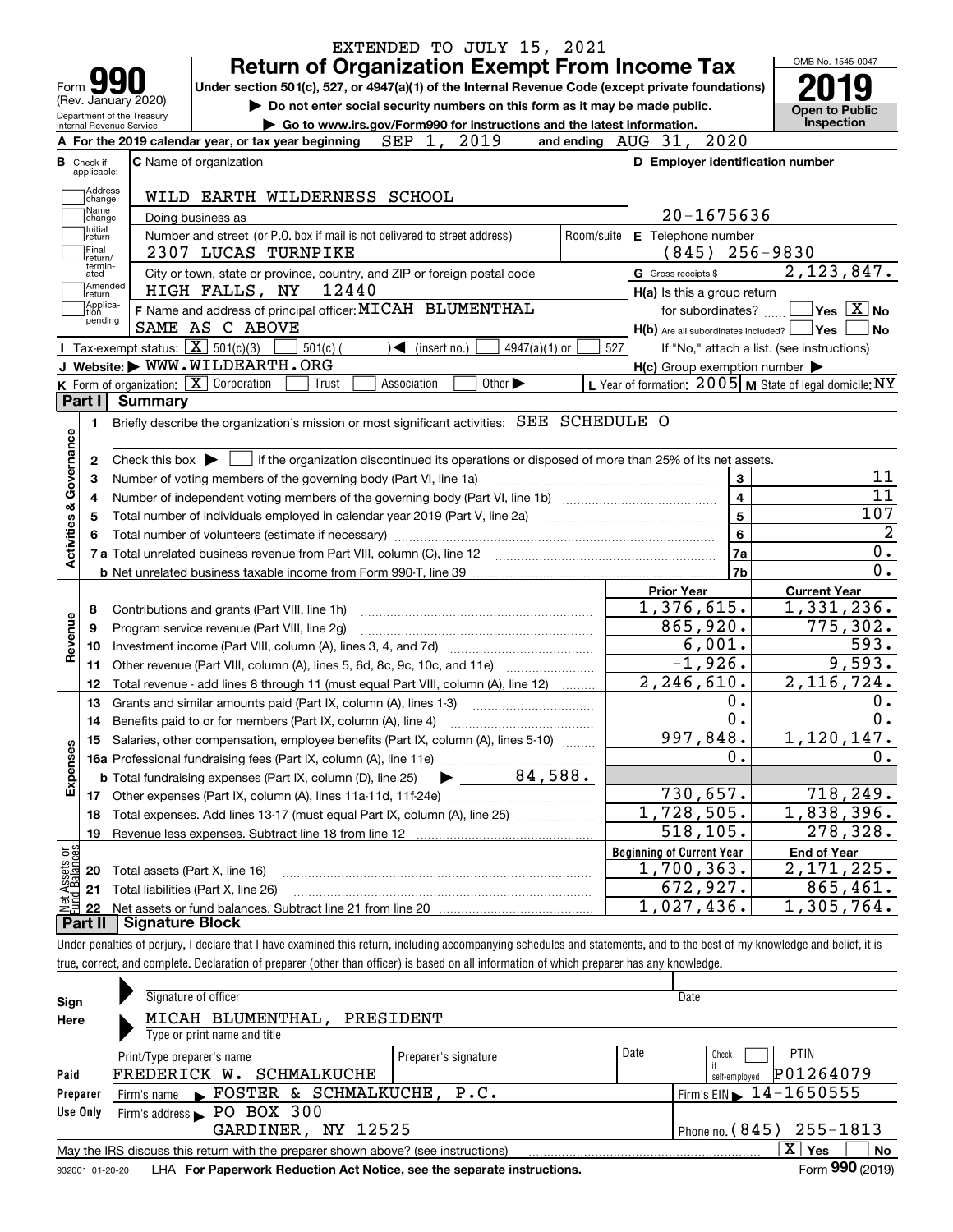EXTENDED TO JULY 15, 2021

# Form 990 Return of Organization Exempt From Income Tax

(Rev. January 2020)

Under section 501(c), 527, or 4947(a)(1) of the Internal Revenue Code (except private foundations)

▶ Do not enter social security numbers on this form as it may be made public.

▶ Go to www.irs.gov/Form990 for instructions and the latest information.

Department of the Treasury
Internal Revenue Service

OMB No. 1545-0047

**2019**

**Open to Public Inspection**

**A** For the 2019 calendar year, or tax year beginning SEP 1, 2019 and ending AUG 31, 2020

**B** Check if applicable: Address change, Name change, Initial return, Final return/terminated, Amended return, Application pending

**C** Name of organization: WILD EARTH WILDERNESS SCHOOL

Doing business as

Number and street (or P.O. box if mail is not delivered to street address): 2307 LUCAS TURNPIKE — Room/suite

City or town, state or province, country, and ZIP or foreign postal code: HIGH FALLS, NY 12440

**D** Employer identification number: 20-1675636

**E** Telephone number: (845) 256-9830

**G** Gross receipts $ 2,123,847.

**F** Name and address of principal officer: MICAH BLUMENTHAL, SAME AS C ABOVE

**H(a)** Is this a group return for subordinates? ☐ Yes ☒ No

**H(b)** Are all subordinates included? ☐ Yes ☐ No — If "No," attach a list. (see instructions)

**H(c)** Group exemption number ▶

**I** Tax-exempt status: ☒ 501(c)(3) ☐ 501(c) ( ) ◀ (insert no.) ☐ 4947(a)(1) or ☐ 527

**J** Website: ▶ WWW.WILDEARTH.ORG

**K** Form of organization: ☒ Corporation ☐ Trust ☐ Association ☐ Other ▶

**L** Year of formation: 2005 **M** State of legal domicile: NY

## Part I Summary

**Activities & Governance**

1. Briefly describe the organization's mission or most significant activities: SEE SCHEDULE O
2. Check this box ▶ ☐ if the organization discontinued its operations or disposed of more than 25% of its net assets.

| | | | |
|---|---|---|---|
| 3 | Number of voting members of the governing body (Part VI, line 1a) | 3 | 11 |
| 4 | Number of independent voting members of the governing body (Part VI, line 1b) | 4 | 11 |
| 5 | Total number of individuals employed in calendar year 2019 (Part V, line 2a) | 5 | 107 |
| 6 | Total number of volunteers (estimate if necessary) | 6 | 2 |
| 7a | Total unrelated business revenue from Part VIII, column (C), line 12 | 7a | 0. |
| b | Net unrelated business taxable income from Form 990-T, line 39 | 7b | 0. |

| | | Prior Year | Current Year |
|---|---|---|---|
| **Revenue** | | | |
| 8 | Contributions and grants (Part VIII, line 1h) | 1,376,615. | 1,331,236. |
| 9 | Program service revenue (Part VIII, line 2g) | 865,920. | 775,302. |
| 10 | Investment income (Part VIII, column (A), lines 3, 4, and 7d) | 6,001. | 593. |
| 11 | Other revenue (Part VIII, column (A), lines 5, 6d, 8c, 9c, 10c, and 11e) | -1,926. | 9,593. |
| 12 | Total revenue - add lines 8 through 11 (must equal Part VIII, column (A), line 12) | 2,246,610. | 2,116,724. |
| **Expenses** | | | |
| 13 | Grants and similar amounts paid (Part IX, column (A), lines 1-3) | 0. | 0. |
| 14 | Benefits paid to or for members (Part IX, column (A), line 4) | 0. | 0. |
| 15 | Salaries, other compensation, employee benefits (Part IX, column (A), lines 5-10) | 997,848. | 1,120,147. |
| 16a | Professional fundraising fees (Part IX, column (A), line 11e) | 0. | 0. |
| b | Total fundraising expenses (Part IX, column (D), line 25) ▶ 84,588. | | |
| 17 | Other expenses (Part IX, column (A), lines 11a-11d, 11f-24e) | 730,657. | 718,249. |
| 18 | Total expenses. Add lines 13-17 (must equal Part IX, column (A), line 25) | 1,728,505. | 1,838,396. |
| 19 | Revenue less expenses. Subtract line 18 from line 12 | 518,105. | 278,328. |
| **Net Assets or Fund Balances** | | **Beginning of Current Year** | **End of Year** |
| 20 | Total assets (Part X, line 16) | 1,700,363. | 2,171,225. |
| 21 | Total liabilities (Part X, line 26) | 672,927. | 865,461. |
| 22 | Net assets or fund balances. Subtract line 21 from line 20 | 1,027,436. | 1,305,764. |

## Part II Signature Block

Under penalties of perjury, I declare that I have examined this return, including accompanying schedules and statements, and to the best of my knowledge and belief, it is true, correct, and complete. Declaration of preparer (other than officer) is based on all information of which preparer has any knowledge.

**Sign Here**

Signature of officer — Date

MICAH BLUMENTHAL, PRESIDENT

Type or print name and title

**Paid Preparer Use Only**

| Print/Type preparer's name | Preparer's signature | Date | Check ☐ if self-employed | PTIN |
|---|---|---|---|---|
| FREDERICK W. SCHMALKUCHE | | | | P01264079 |

Firm's name ▶ FOSTER & SCHMALKUCHE, P.C. — Firm's EIN ▶ 14-1650555

Firm's address ▶ PO BOX 300, GARDINER, NY 12525 — Phone no. (845) 255-1813

May the IRS discuss this return with the preparer shown above? (see instructions) ☒ Yes ☐ No

932001 01-20-20 LHA For Paperwork Reduction Act Notice, see the separate instructions. Form **990** (2019)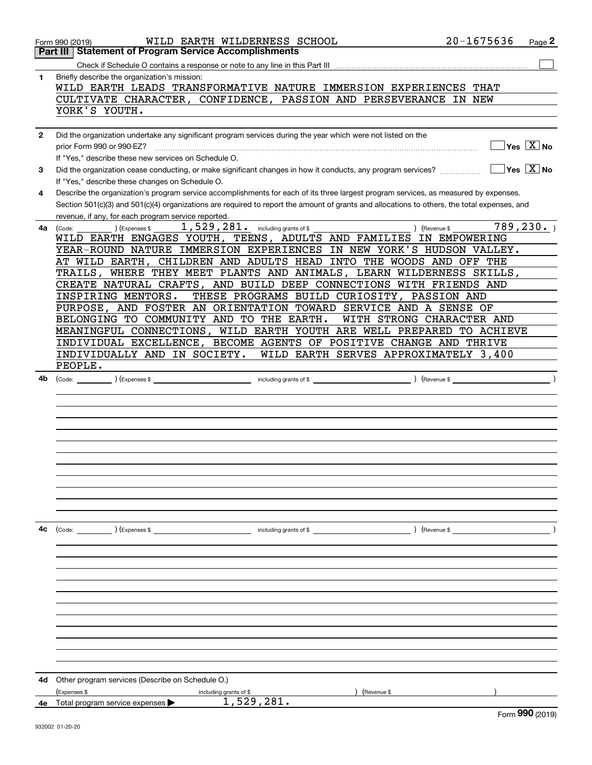Form 990 (2019) WILD EARTH WILDERNESS SCHOOL 20-1675636

## Part III Statement of Program Service Accomplishments

Check if Schedule O contains a response or note to any line in this Part III ☐

**1** Briefly describe the organization's mission:

WILD EARTH LEADS TRANSFORMATIVE NATURE IMMERSION EXPERIENCES THAT CULTIVATE CHARACTER, CONFIDENCE, PASSION AND PERSEVERANCE IN NEW YORK'S YOUTH.

**2** Did the organization undertake any significant program services during the year which were not listed on the prior Form 990 or 990-EZ? ☐ Yes ☒ No

If "Yes," describe these new services on Schedule O.

**3** Did the organization cease conducting, or make significant changes in how it conducts, any program services? ☐ Yes ☒ No

If "Yes," describe these changes on Schedule O.

**4** Describe the organization's program service accomplishments for each of its three largest program services, as measured by expenses. Section 501(c)(3) and 501(c)(4) organizations are required to report the amount of grants and allocations to others, the total expenses, and revenue, if any, for each program service reported.

**4a** (Code: ) (Expenses $ 1,529,281. including grants of $ ) (Revenue $ 789,230. )

WILD EARTH ENGAGES YOUTH, TEENS, ADULTS AND FAMILIES IN EMPOWERING YEAR-ROUND NATURE IMMERSION EXPERIENCES IN NEW YORK'S HUDSON VALLEY. AT WILD EARTH, CHILDREN AND ADULTS HEAD INTO THE WOODS AND OFF THE TRAILS, WHERE THEY MEET PLANTS AND ANIMALS, LEARN WILDERNESS SKILLS, CREATE NATURAL CRAFTS, AND BUILD DEEP CONNECTIONS WITH FRIENDS AND INSPIRING MENTORS. THESE PROGRAMS BUILD CURIOSITY, PASSION AND PURPOSE, AND FOSTER AN ORIENTATION TOWARD SERVICE AND A SENSE OF BELONGING TO COMMUNITY AND TO THE EARTH. WITH STRONG CHARACTER AND MEANINGFUL CONNECTIONS, WILD EARTH YOUTH ARE WELL PREPARED TO ACHIEVE INDIVIDUAL EXCELLENCE, BECOME AGENTS OF POSITIVE CHANGE AND THRIVE INDIVIDUALLY AND IN SOCIETY. WILD EARTH SERVES APPROXIMATELY 3,400 PEOPLE.

**4b** (Code: ) (Expenses $ including grants of $ ) (Revenue $ )

**4c** (Code: ) (Expenses $ including grants of $ ) (Revenue $ )

**4d** Other program services (Describe on Schedule O.)

(Expenses $ including grants of $ ) (Revenue $ )

**4e** Total program service expenses ▶ 1,529,281.

Form **990** (2019)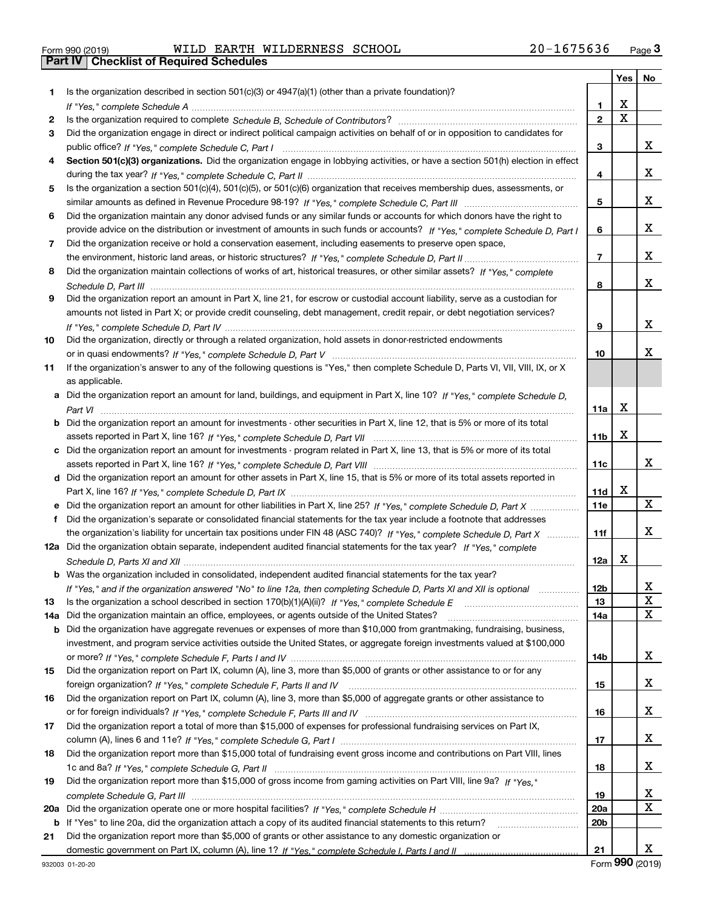Form 990 (2019) WILD EARTH WILDERNESS SCHOOL 20-1675636

**Part IV Checklist of Required Schedules**

| | | | Yes | No |
|---|---|---|---|---|
| 1 | Is the organization described in section 501(c)(3) or 4947(a)(1) (other than a private foundation)? *If "Yes," complete Schedule A* | 1 | X | |
| 2 | Is the organization required to complete *Schedule B, Schedule of Contributors*? | 2 | X | |
| 3 | Did the organization engage in direct or indirect political campaign activities on behalf of or in opposition to candidates for public office? *If "Yes," complete Schedule C, Part I* | 3 | | X |
| 4 | **Section 501(c)(3) organizations.** Did the organization engage in lobbying activities, or have a section 501(h) election in effect during the tax year? *If "Yes," complete Schedule C, Part II* | 4 | | X |
| 5 | Is the organization a section 501(c)(4), 501(c)(5), or 501(c)(6) organization that receives membership dues, assessments, or similar amounts as defined in Revenue Procedure 98-19? *If "Yes," complete Schedule C, Part III* | 5 | | X |
| 6 | Did the organization maintain any donor advised funds or any similar funds or accounts for which donors have the right to provide advice on the distribution or investment of amounts in such funds or accounts? *If "Yes," complete Schedule D, Part I* | 6 | | X |
| 7 | Did the organization receive or hold a conservation easement, including easements to preserve open space, the environment, historic land areas, or historic structures? *If "Yes," complete Schedule D, Part II* | 7 | | X |
| 8 | Did the organization maintain collections of works of art, historical treasures, or other similar assets? *If "Yes," complete Schedule D, Part III* | 8 | | X |
| 9 | Did the organization report an amount in Part X, line 21, for escrow or custodial account liability, serve as a custodian for amounts not listed in Part X; or provide credit counseling, debt management, credit repair, or debt negotiation services? *If "Yes," complete Schedule D, Part IV* | 9 | | X |
| 10 | Did the organization, directly or through a related organization, hold assets in donor-restricted endowments or in quasi endowments? *If "Yes," complete Schedule D, Part V* | 10 | | X |
| 11 | If the organization's answer to any of the following questions is "Yes," then complete Schedule D, Parts VI, VII, VIII, IX, or X as applicable. | | | |
| a | Did the organization report an amount for land, buildings, and equipment in Part X, line 10? *If "Yes," complete Schedule D, Part VI* | 11a | X | |
| b | Did the organization report an amount for investments - other securities in Part X, line 12, that is 5% or more of its total assets reported in Part X, line 16? *If "Yes," complete Schedule D, Part VII* | 11b | X | |
| c | Did the organization report an amount for investments - program related in Part X, line 13, that is 5% or more of its total assets reported in Part X, line 16? *If "Yes," complete Schedule D, Part VIII* | 11c | | X |
| d | Did the organization report an amount for other assets in Part X, line 15, that is 5% or more of its total assets reported in Part X, line 16? *If "Yes," complete Schedule D, Part IX* | 11d | X | |
| e | Did the organization report an amount for other liabilities in Part X, line 25? *If "Yes," complete Schedule D, Part X* | 11e | | X |
| f | Did the organization's separate or consolidated financial statements for the tax year include a footnote that addresses the organization's liability for uncertain tax positions under FIN 48 (ASC 740)? *If "Yes," complete Schedule D, Part X* | 11f | | X |
| 12a | Did the organization obtain separate, independent audited financial statements for the tax year? *If "Yes," complete Schedule D, Parts XI and XII* | 12a | X | |
| b | Was the organization included in consolidated, independent audited financial statements for the tax year? *If "Yes," and if the organization answered "No" to line 12a, then completing Schedule D, Parts XI and XII is optional* | 12b | | X |
| 13 | Is the organization a school described in section 170(b)(1)(A)(ii)? *If "Yes," complete Schedule E* | 13 | | X |
| 14a | Did the organization maintain an office, employees, or agents outside of the United States? | 14a | | X |
| b | Did the organization have aggregate revenues or expenses of more than $10,000 from grantmaking, fundraising, business, investment, and program service activities outside the United States, or aggregate foreign investments valued at $100,000 or more? *If "Yes," complete Schedule F, Parts I and IV* | 14b | | X |
| 15 | Did the organization report on Part IX, column (A), line 3, more than $5,000 of grants or other assistance to or for any foreign organization? *If "Yes," complete Schedule F, Parts II and IV* | 15 | | X |
| 16 | Did the organization report on Part IX, column (A), line 3, more than $5,000 of aggregate grants or other assistance to or for foreign individuals? *If "Yes," complete Schedule F, Parts III and IV* | 16 | | X |
| 17 | Did the organization report a total of more than $15,000 of expenses for professional fundraising services on Part IX, column (A), lines 6 and 11e? *If "Yes," complete Schedule G, Part I* | 17 | | X |
| 18 | Did the organization report more than $15,000 total of fundraising event gross income and contributions on Part VIII, lines 1c and 8a? *If "Yes," complete Schedule G, Part II* | 18 | | X |
| 19 | Did the organization report more than $15,000 of gross income from gaming activities on Part VIII, line 9a? *If "Yes," complete Schedule G, Part III* | 19 | | X |
| 20a | Did the organization operate one or more hospital facilities? *If "Yes," complete Schedule H* | 20a | | X |
| b | If "Yes" to line 20a, did the organization attach a copy of its audited financial statements to this return? | 20b | | |
| 21 | Did the organization report more than $5,000 of grants or other assistance to any domestic organization or domestic government on Part IX, column (A), line 1? *If "Yes," complete Schedule I, Parts I and II* | 21 | | X |

932003 01-20-20 Form **990** (2019)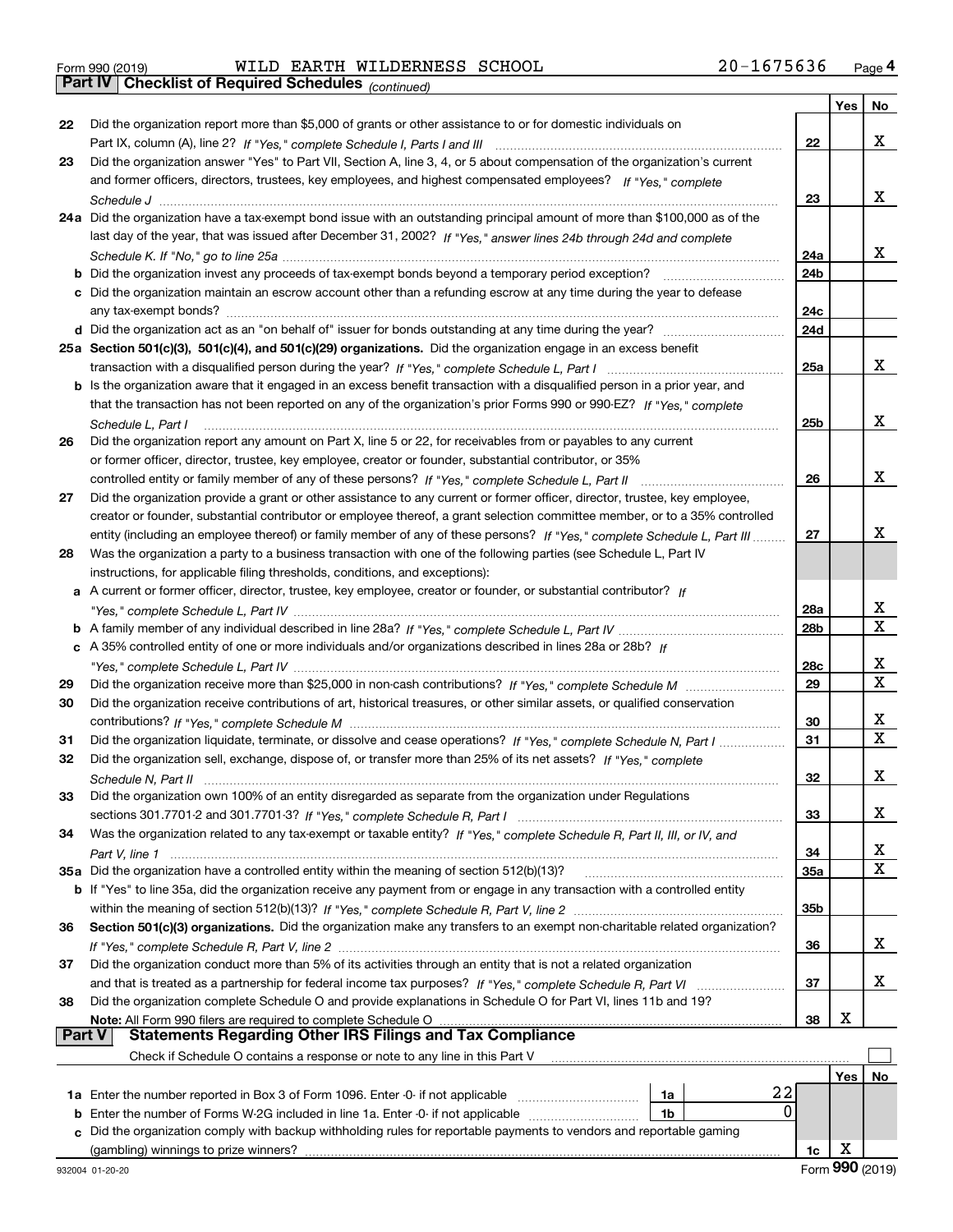Form 990 (2019) WILD EARTH WILDERNESS SCHOOL 20-1675636 Page 4

## Part IV Checklist of Required Schedules *(continued)*

| | | | Yes | No |
|---|---|---|---|---|
| 22 | Did the organization report more than $5,000 of grants or other assistance to or for domestic individuals on Part IX, column (A), line 2? *If "Yes," complete Schedule I, Parts I and III* | 22 | | X |
| 23 | Did the organization answer "Yes" to Part VII, Section A, line 3, 4, or 5 about compensation of the organization's current and former officers, directors, trustees, key employees, and highest compensated employees? *If "Yes," complete Schedule J* | 23 | | X |
| 24a | Did the organization have a tax-exempt bond issue with an outstanding principal amount of more than $100,000 as of the last day of the year, that was issued after December 31, 2002? *If "Yes," answer lines 24b through 24d and complete Schedule K. If "No," go to line 25a* | 24a | | X |
| b | Did the organization invest any proceeds of tax-exempt bonds beyond a temporary period exception? | 24b | | |
| c | Did the organization maintain an escrow account other than a refunding escrow at any time during the year to defease any tax-exempt bonds? | 24c | | |
| d | Did the organization act as an "on behalf of" issuer for bonds outstanding at any time during the year? | 24d | | |
| 25a | **Section 501(c)(3), 501(c)(4), and 501(c)(29) organizations.** Did the organization engage in an excess benefit transaction with a disqualified person during the year? *If "Yes," complete Schedule L, Part I* | 25a | | X |
| b | Is the organization aware that it engaged in an excess benefit transaction with a disqualified person in a prior year, and that the transaction has not been reported on any of the organization's prior Forms 990 or 990-EZ? *If "Yes," complete Schedule L, Part I* | 25b | | X |
| 26 | Did the organization report any amount on Part X, line 5 or 22, for receivables from or payables to any current or former officer, director, trustee, key employee, creator or founder, substantial contributor, or 35% controlled entity or family member of any of these persons? *If "Yes," complete Schedule L, Part II* | 26 | | X |
| 27 | Did the organization provide a grant or other assistance to any current or former officer, director, trustee, key employee, creator or founder, substantial contributor or employee thereof, a grant selection committee member, or to a 35% controlled entity (including an employee thereof) or family member of any of these persons? *If "Yes," complete Schedule L, Part III* | 27 | | X |
| 28 | Was the organization a party to a business transaction with one of the following parties (see Schedule L, Part IV instructions, for applicable filing thresholds, conditions, and exceptions): | | | |
| a | A current or former officer, director, trustee, key employee, creator or founder, or substantial contributor? *If "Yes," complete Schedule L, Part IV* | 28a | | X |
| b | A family member of any individual described in line 28a? *If "Yes," complete Schedule L, Part IV* | 28b | | X |
| c | A 35% controlled entity of one or more individuals and/or organizations described in lines 28a or 28b? *If "Yes," complete Schedule L, Part IV* | 28c | | X |
| 29 | Did the organization receive more than $25,000 in non-cash contributions? *If "Yes," complete Schedule M* | 29 | | X |
| 30 | Did the organization receive contributions of art, historical treasures, or other similar assets, or qualified conservation contributions? *If "Yes," complete Schedule M* | 30 | | X |
| 31 | Did the organization liquidate, terminate, or dissolve and cease operations? *If "Yes," complete Schedule N, Part I* | 31 | | X |
| 32 | Did the organization sell, exchange, dispose of, or transfer more than 25% of its net assets? *If "Yes," complete Schedule N, Part II* | 32 | | X |
| 33 | Did the organization own 100% of an entity disregarded as separate from the organization under Regulations sections 301.7701-2 and 301.7701-3? *If "Yes," complete Schedule R, Part I* | 33 | | X |
| 34 | Was the organization related to any tax-exempt or taxable entity? *If "Yes," complete Schedule R, Part II, III, or IV, and Part V, line 1* | 34 | | X |
| 35a | Did the organization have a controlled entity within the meaning of section 512(b)(13)? | 35a | | X |
| b | If "Yes" to line 35a, did the organization receive any payment from or engage in any transaction with a controlled entity within the meaning of section 512(b)(13)? *If "Yes," complete Schedule R, Part V, line 2* | 35b | | |
| 36 | **Section 501(c)(3) organizations.** Did the organization make any transfers to an exempt non-charitable related organization? *If "Yes," complete Schedule R, Part V, line 2* | 36 | | X |
| 37 | Did the organization conduct more than 5% of its activities through an entity that is not a related organization and that is treated as a partnership for federal income tax purposes? *If "Yes," complete Schedule R, Part VI* | 37 | | X |
| 38 | Did the organization complete Schedule O and provide explanations in Schedule O for Part VI, lines 11b and 19? **Note:** All Form 990 filers are required to complete Schedule O | 38 | X | |

## Part V Statements Regarding Other IRS Filings and Tax Compliance

Check if Schedule O contains a response or note to any line in this Part V ☐

| | | | | | Yes | No |
|---|---|---|---|---|---|---|
| 1a | Enter the number reported in Box 3 of Form 1096. Enter -0- if not applicable | 1a | 22 | | | |
| b | Enter the number of Forms W-2G included in line 1a. Enter -0- if not applicable | 1b | 0 | | | |
| c | Did the organization comply with backup withholding rules for reportable payments to vendors and reportable gaming (gambling) winnings to prize winners? | | | 1c | X | |

932004 01-20-20 Form **990** (2019)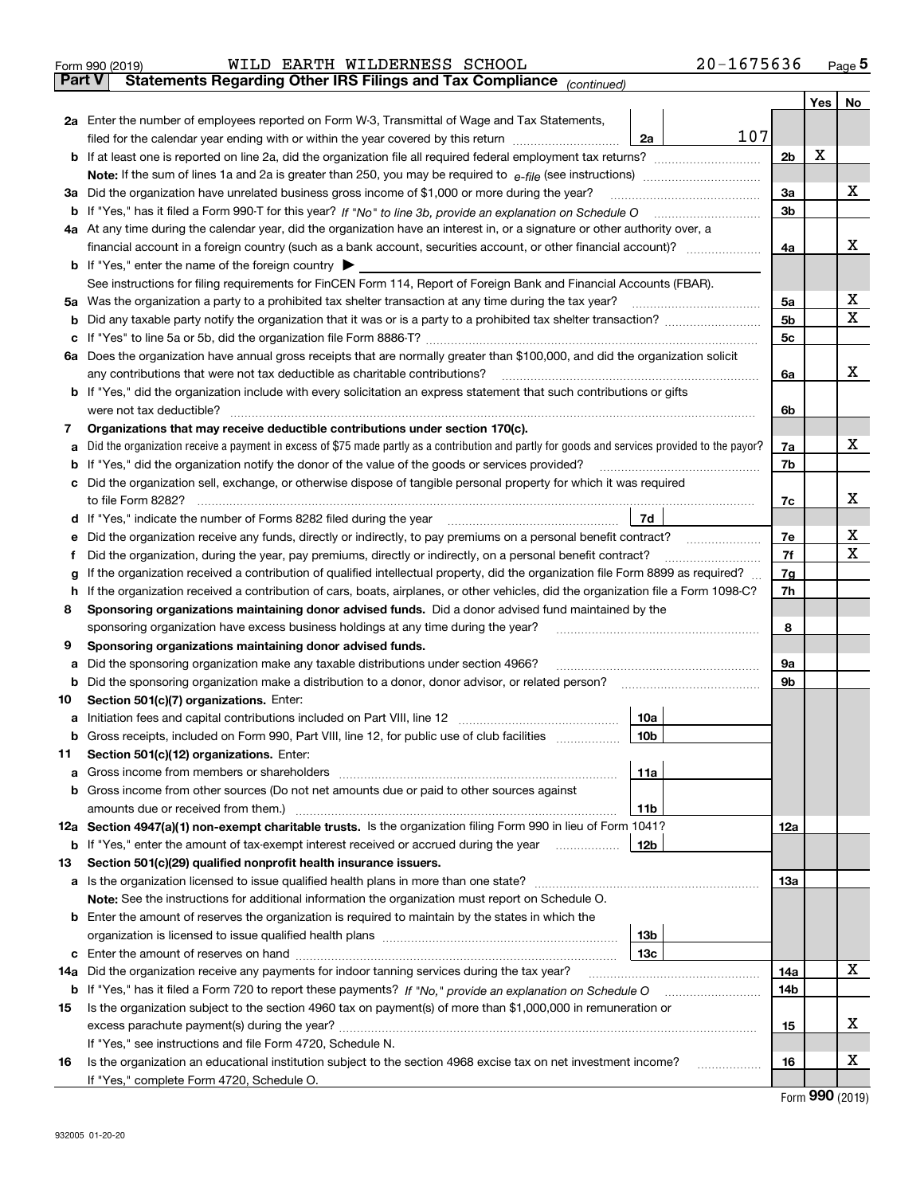Form 990 (2019) WILD EARTH WILDERNESS SCHOOL 20-1675636

## Part V Statements Regarding Other IRS Filings and Tax Compliance *(continued)*

| | | | | | Yes | No |
|---|---|---|---|---|---|---|
| **2a** | Enter the number of employees reported on Form W-3, Transmittal of Wage and Tax Statements, filed for the calendar year ending with or within the year covered by this return | 2a | 107 | | | |
| **b** | If at least one is reported on line 2a, did the organization file all required federal employment tax returns? | | | 2b | X | |
| | **Note:** If the sum of lines 1a and 2a is greater than 250, you may be required to *e-file* (see instructions) | | | | | |
| **3a** | Did the organization have unrelated business gross income of $1,000 or more during the year? | | | 3a | | X |
| **b** | If "Yes," has it filed a Form 990-T for this year? *If "No" to line 3b, provide an explanation on Schedule O* | | | 3b | | |
| **4a** | At any time during the calendar year, did the organization have an interest in, or a signature or other authority over, a financial account in a foreign country (such as a bank account, securities account, or other financial account)? | | | 4a | | X |
| **b** | If "Yes," enter the name of the foreign country ▶ | | | | | |
| | See instructions for filing requirements for FinCEN Form 114, Report of Foreign Bank and Financial Accounts (FBAR). | | | | | |
| **5a** | Was the organization a party to a prohibited tax shelter transaction at any time during the tax year? | | | 5a | | X |
| **b** | Did any taxable party notify the organization that it was or is a party to a prohibited tax shelter transaction? | | | 5b | | X |
| **c** | If "Yes" to line 5a or 5b, did the organization file Form 8886-T? | | | 5c | | |
| **6a** | Does the organization have annual gross receipts that are normally greater than $100,000, and did the organization solicit any contributions that were not tax deductible as charitable contributions? | | | 6a | | X |
| **b** | If "Yes," did the organization include with every solicitation an express statement that such contributions or gifts were not tax deductible? | | | 6b | | |
| **7** | **Organizations that may receive deductible contributions under section 170(c).** | | | | | |
| **a** | Did the organization receive a payment in excess of $75 made partly as a contribution and partly for goods and services provided to the payor? | | | 7a | | X |
| **b** | If "Yes," did the organization notify the donor of the value of the goods or services provided? | | | 7b | | |
| **c** | Did the organization sell, exchange, or otherwise dispose of tangible personal property for which it was required to file Form 8282? | | | 7c | | X |
| **d** | If "Yes," indicate the number of Forms 8282 filed during the year | 7d | | | | |
| **e** | Did the organization receive any funds, directly or indirectly, to pay premiums on a personal benefit contract? | | | 7e | | X |
| **f** | Did the organization, during the year, pay premiums, directly or indirectly, on a personal benefit contract? | | | 7f | | X |
| **g** | If the organization received a contribution of qualified intellectual property, did the organization file Form 8899 as required? | | | 7g | | |
| **h** | If the organization received a contribution of cars, boats, airplanes, or other vehicles, did the organization file a Form 1098-C? | | | 7h | | |
| **8** | **Sponsoring organizations maintaining donor advised funds.** Did a donor advised fund maintained by the sponsoring organization have excess business holdings at any time during the year? | | | 8 | | |
| **9** | **Sponsoring organizations maintaining donor advised funds.** | | | | | |
| **a** | Did the sponsoring organization make any taxable distributions under section 4966? | | | 9a | | |
| **b** | Did the sponsoring organization make a distribution to a donor, donor advisor, or related person? | | | 9b | | |
| **10** | **Section 501(c)(7) organizations.** Enter: | | | | | |
| **a** | Initiation fees and capital contributions included on Part VIII, line 12 | 10a | | | | |
| **b** | Gross receipts, included on Form 990, Part VIII, line 12, for public use of club facilities | 10b | | | | |
| **11** | **Section 501(c)(12) organizations.** Enter: | | | | | |
| **a** | Gross income from members or shareholders | 11a | | | | |
| **b** | Gross income from other sources (Do not net amounts due or paid to other sources against amounts due or received from them.) | 11b | | | | |
| **12a** | **Section 4947(a)(1) non-exempt charitable trusts.** Is the organization filing Form 990 in lieu of Form 1041? | | | 12a | | |
| **b** | If "Yes," enter the amount of tax-exempt interest received or accrued during the year | 12b | | | | |
| **13** | **Section 501(c)(29) qualified nonprofit health insurance issuers.** | | | | | |
| **a** | Is the organization licensed to issue qualified health plans in more than one state? | | | 13a | | |
| | **Note:** See the instructions for additional information the organization must report on Schedule O. | | | | | |
| **b** | Enter the amount of reserves the organization is required to maintain by the states in which the organization is licensed to issue qualified health plans | 13b | | | | |
| **c** | Enter the amount of reserves on hand | 13c | | | | |
| **14a** | Did the organization receive any payments for indoor tanning services during the tax year? | | | 14a | | X |
| **b** | If "Yes," has it filed a Form 720 to report these payments? *If "No," provide an explanation on Schedule O* | | | 14b | | |
| **15** | Is the organization subject to the section 4960 tax on payment(s) of more than $1,000,000 in remuneration or excess parachute payment(s) during the year? | | | 15 | | X |
| | If "Yes," see instructions and file Form 4720, Schedule N. | | | | | |
| **16** | Is the organization an educational institution subject to the section 4968 excise tax on net investment income? | | | 16 | | X |
| | If "Yes," complete Form 4720, Schedule O. | | | | | |

Form **990** (2019)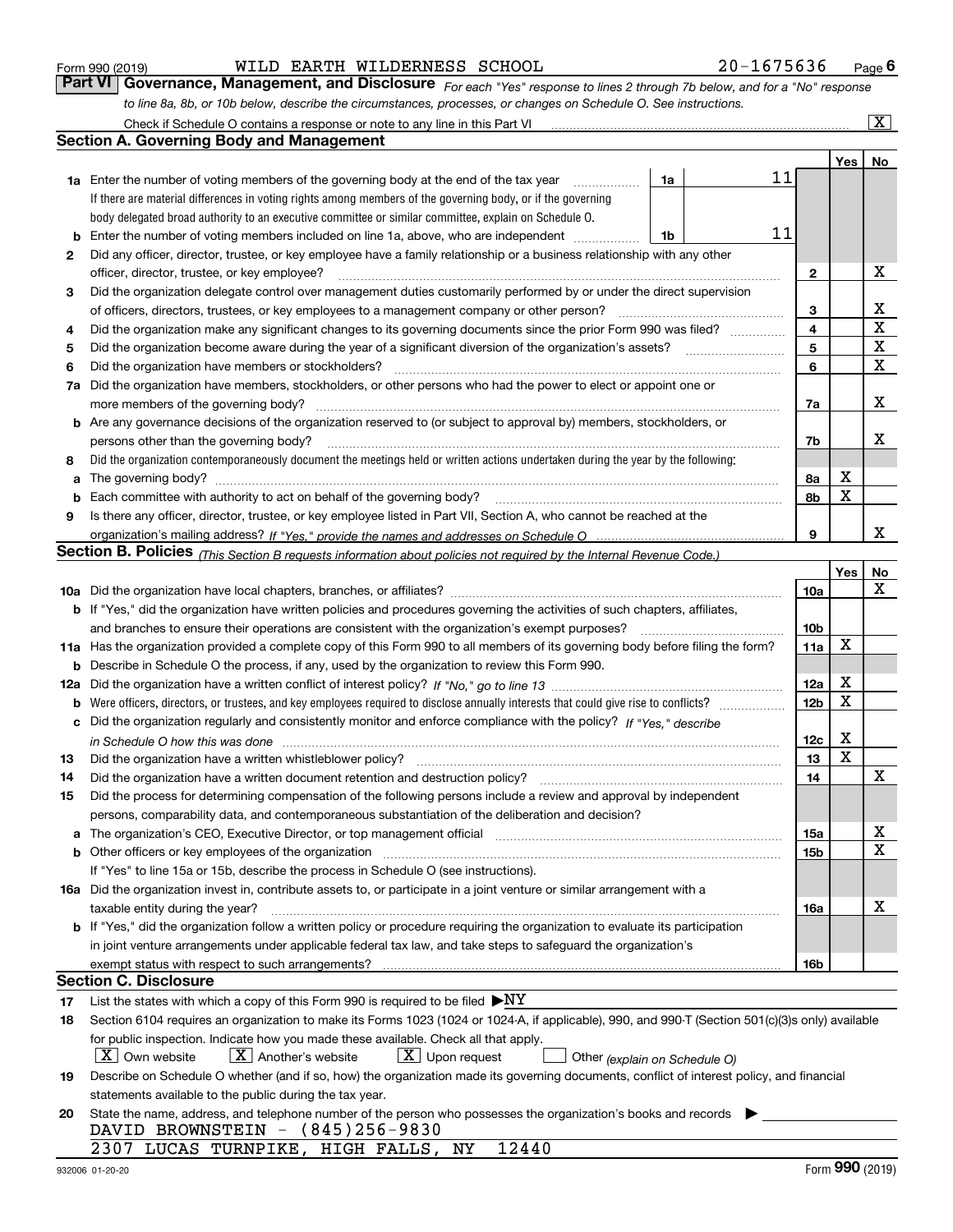Form 990 (2019) WILD EARTH WILDERNESS SCHOOL 20-1675636 Page 6

## Part VI Governance, Management, and Disclosure

*For each "Yes" response to lines 2 through 7b below, and for a "No" response to line 8a, 8b, or 10b below, describe the circumstances, processes, or changes on Schedule O. See instructions.*

Check if Schedule O contains a response or note to any line in this Part VI [X]

### Section A. Governing Body and Management

| | | | | Yes | No |
|---|---|---|---|---|---|
| **1a** | Enter the number of voting members of the governing body at the end of the tax year — 1a: 11<br>If there are material differences in voting rights among members of the governing body, or if the governing body delegated broad authority to an executive committee or similar committee, explain on Schedule O. | | | | |
| **b** | Enter the number of voting members included on line 1a, above, who are independent — 1b: 11 | | | | |
| **2** | Did any officer, director, trustee, or key employee have a family relationship or a business relationship with any other officer, director, trustee, or key employee? | 2 | | | X |
| **3** | Did the organization delegate control over management duties customarily performed by or under the direct supervision of officers, directors, trustees, or key employees to a management company or other person? | 3 | | | X |
| **4** | Did the organization make any significant changes to its governing documents since the prior Form 990 was filed? | 4 | | | X |
| **5** | Did the organization become aware during the year of a significant diversion of the organization's assets? | 5 | | | X |
| **6** | Did the organization have members or stockholders? | 6 | | | X |
| **7a** | Did the organization have members, stockholders, or other persons who had the power to elect or appoint one or more members of the governing body? | 7a | | | X |
| **b** | Are any governance decisions of the organization reserved to (or subject to approval by) members, stockholders, or persons other than the governing body? | 7b | | | X |
| **8** | Did the organization contemporaneously document the meetings held or written actions undertaken during the year by the following: | | | | |
| **a** | The governing body? | 8a | | X | |
| **b** | Each committee with authority to act on behalf of the governing body? | 8b | | X | |
| **9** | Is there any officer, director, trustee, or key employee listed in Part VII, Section A, who cannot be reached at the organization's mailing address? *If "Yes," provide the names and addresses on Schedule O* | 9 | | | X |

### Section B. Policies *(This Section B requests information about policies not required by the Internal Revenue Code.)*

| | | | Yes | No |
|---|---|---|---|---|
| **10a** | Did the organization have local chapters, branches, or affiliates? | 10a | | X |
| **b** | If "Yes," did the organization have written policies and procedures governing the activities of such chapters, affiliates, and branches to ensure their operations are consistent with the organization's exempt purposes? | 10b | | |
| **11a** | Has the organization provided a complete copy of this Form 990 to all members of its governing body before filing the form? | 11a | X | |
| **b** | Describe in Schedule O the process, if any, used by the organization to review this Form 990. | | | |
| **12a** | Did the organization have a written conflict of interest policy? *If "No," go to line 13* | 12a | X | |
| **b** | Were officers, directors, or trustees, and key employees required to disclose annually interests that could give rise to conflicts? | 12b | X | |
| **c** | Did the organization regularly and consistently monitor and enforce compliance with the policy? *If "Yes," describe in Schedule O how this was done* | 12c | X | |
| **13** | Did the organization have a written whistleblower policy? | 13 | X | |
| **14** | Did the organization have a written document retention and destruction policy? | 14 | | X |
| **15** | Did the process for determining compensation of the following persons include a review and approval by independent persons, comparability data, and contemporaneous substantiation of the deliberation and decision? | | | |
| **a** | The organization's CEO, Executive Director, or top management official | 15a | | X |
| **b** | Other officers or key employees of the organization | 15b | | X |
| | If "Yes" to line 15a or 15b, describe the process in Schedule O (see instructions). | | | |
| **16a** | Did the organization invest in, contribute assets to, or participate in a joint venture or similar arrangement with a taxable entity during the year? | 16a | | X |
| **b** | If "Yes," did the organization follow a written policy or procedure requiring the organization to evaluate its participation in joint venture arrangements under applicable federal tax law, and take steps to safeguard the organization's exempt status with respect to such arrangements? | 16b | | |

### Section C. Disclosure

**17** List the states with which a copy of this Form 990 is required to be filed ▶NY

**18** Section 6104 requires an organization to make its Forms 1023 (1024 or 1024-A, if applicable), 990, and 990-T (Section 501(c)(3)s only) available for public inspection. Indicate how you made these available. Check all that apply.

[X] Own website [X] Another's website [X] Upon request [ ] Other *(explain on Schedule O)*

**19** Describe on Schedule O whether (and if so, how) the organization made its governing documents, conflict of interest policy, and financial statements available to the public during the tax year.

**20** State the name, address, and telephone number of the person who possesses the organization's books and records ▶

DAVID BROWNSTEIN - (845)256-9830
2307 LUCAS TURNPIKE, HIGH FALLS, NY 12440

932006 01-20-20 Form **990** (2019)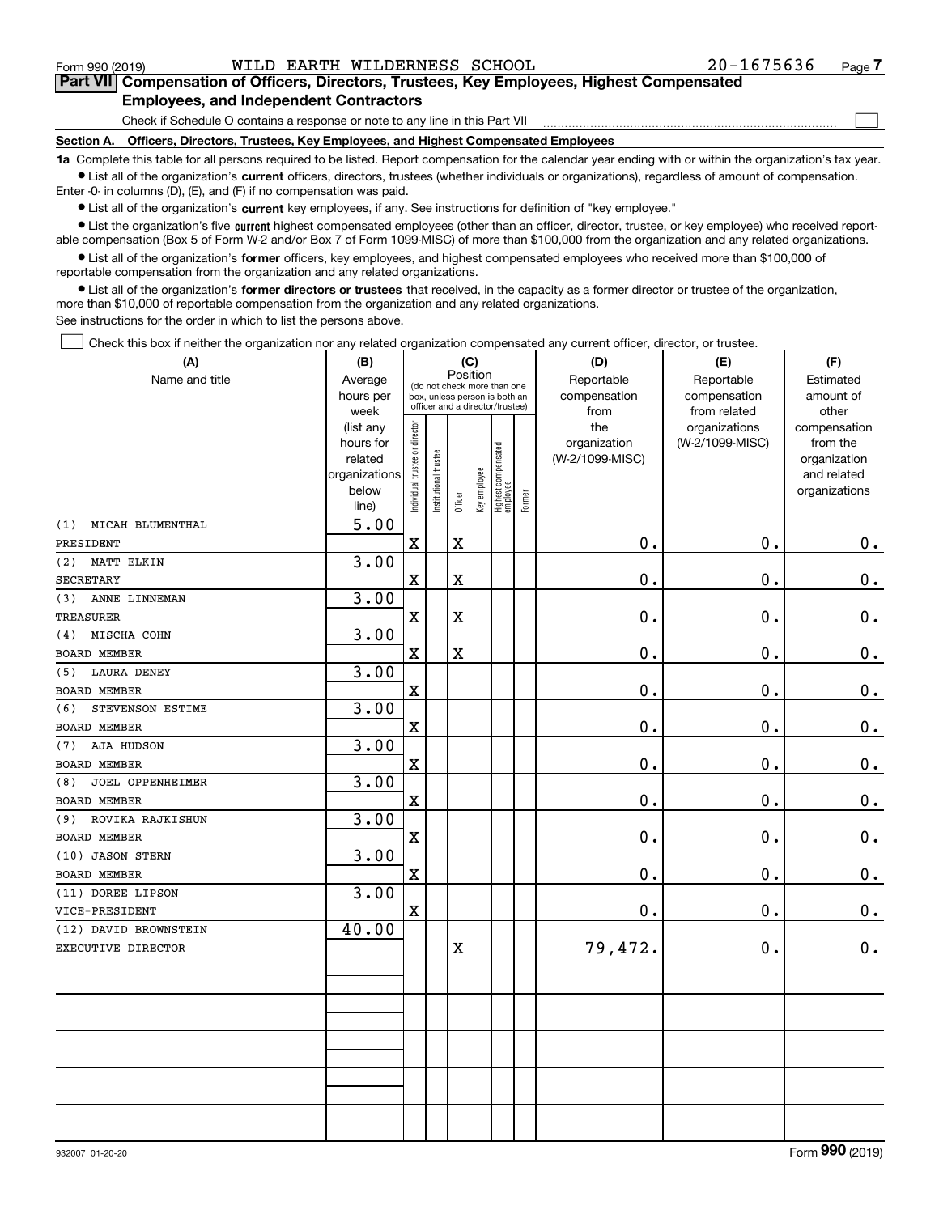Form 990 (2019) WILD EARTH WILDERNESS SCHOOL 20-1675636

## Part VII Compensation of Officers, Directors, Trustees, Key Employees, Highest Compensated Employees, and Independent Contractors

Check if Schedule O contains a response or note to any line in this Part VII

### Section A. Officers, Directors, Trustees, Key Employees, and Highest Compensated Employees

**1a** Complete this table for all persons required to be listed. Report compensation for the calendar year ending with or within the organization's tax year.

- List all of the organization's **current** officers, directors, trustees (whether individuals or organizations), regardless of amount of compensation. Enter -0- in columns (D), (E), and (F) if no compensation was paid.
- List all of the organization's **current** key employees, if any. See instructions for definition of "key employee."
- List the organization's five **current** highest compensated employees (other than an officer, director, trustee, or key employee) who received reportable compensation (Box 5 of Form W-2 and/or Box 7 of Form 1099-MISC) of more than $100,000 from the organization and any related organizations.
- List all of the organization's **former** officers, key employees, and highest compensated employees who received more than $100,000 of reportable compensation from the organization and any related organizations.
- List all of the organization's **former directors or trustees** that received, in the capacity as a former director or trustee of the organization, more than $10,000 of reportable compensation from the organization and any related organizations.

See instructions for the order in which to list the persons above.

Check this box if neither the organization nor any related organization compensated any current officer, director, or trustee.

| (A) Name and title | (B) Average hours per week (list any hours for related organizations below line) | (C) Position: Individual trustee or director | Institutional trustee | Officer | Key employee | Highest compensated employee | Former | (D) Reportable compensation from the organization (W-2/1099-MISC) | (E) Reportable compensation from related organizations (W-2/1099-MISC) | (F) Estimated amount of other compensation from the organization and related organizations |
|---|---|---|---|---|---|---|---|---|---|---|
| (1) MICAH BLUMENTHAL<br>PRESIDENT | 5.00 | X | | X | | | | 0. | 0. | 0. |
| (2) MATT ELKIN<br>SECRETARY | 3.00 | X | | X | | | | 0. | 0. | 0. |
| (3) ANNE LINNEMAN<br>TREASURER | 3.00 | X | | X | | | | 0. | 0. | 0. |
| (4) MISCHA COHN<br>BOARD MEMBER | 3.00 | X | | X | | | | 0. | 0. | 0. |
| (5) LAURA DENEY<br>BOARD MEMBER | 3.00 | X | | | | | | 0. | 0. | 0. |
| (6) STEVENSON ESTIME<br>BOARD MEMBER | 3.00 | X | | | | | | 0. | 0. | 0. |
| (7) AJA HUDSON<br>BOARD MEMBER | 3.00 | X | | | | | | 0. | 0. | 0. |
| (8) JOEL OPPENHEIMER<br>BOARD MEMBER | 3.00 | X | | | | | | 0. | 0. | 0. |
| (9) ROVIKA RAJKISHUN<br>BOARD MEMBER | 3.00 | X | | | | | | 0. | 0. | 0. |
| (10) JASON STERN<br>BOARD MEMBER | 3.00 | X | | | | | | 0. | 0. | 0. |
| (11) DOREE LIPSON<br>VICE-PRESIDENT | 3.00 | X | | | | | | 0. | 0. | 0. |
| (12) DAVID BROWNSTEIN<br>EXECUTIVE DIRECTOR | 40.00 | | | X | | | | 79,472. | 0. | 0. |
| | | | | | | | | | | |
| | | | | | | | | | | |
| | | | | | | | | | | |
| | | | | | | | | | | |
| | | | | | | | | | | |

932007 01-20-20 Form **990** (2019)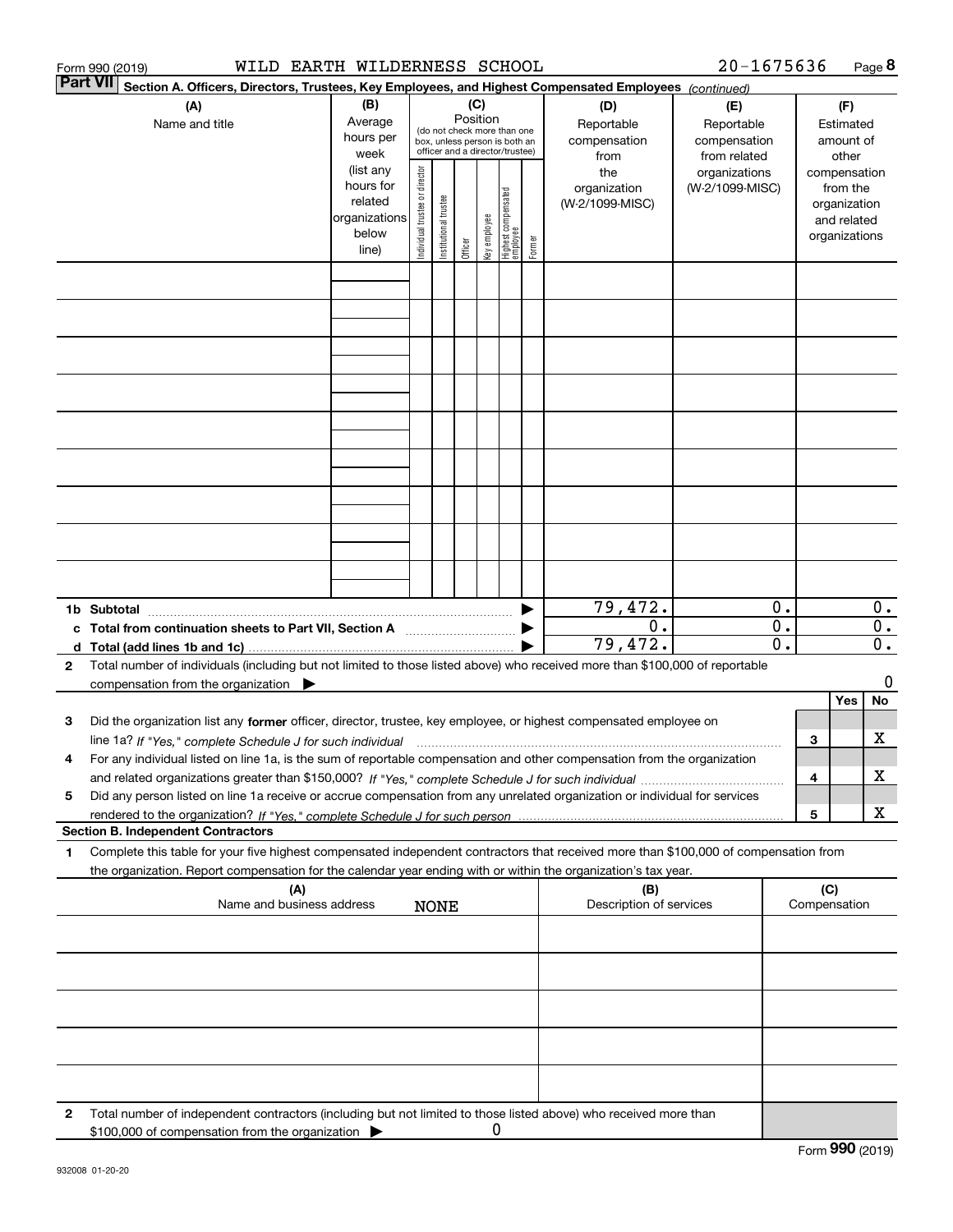Form 990 (2019) WILD EARTH WILDERNESS SCHOOL 20-1675636 Page 8

**Part VII** **Section A. Officers, Directors, Trustees, Key Employees, and Highest Compensated Employees** *(continued)*

| (A) Name and title | (B) Average hours per week (list any hours for related organizations below line) | (C) Position (do not check more than one box, unless person is both an officer and a director/trustee): Individual trustee or director | Institutional trustee | Officer | Key employee | Highest compensated employee | Former | (D) Reportable compensation from the organization (W-2/1099-MISC) | (E) Reportable compensation from related organizations (W-2/1099-MISC) | (F) Estimated amount of other compensation from the organization and related organizations |
|---|---|---|---|---|---|---|---|---|---|---|
| | | | | | | | | | | |
| | | | | | | | | | | |
| | | | | | | | | | | |
| | | | | | | | | | | |
| | | | | | | | | | | |
| | | | | | | | | | | |
| | | | | | | | | | | |
| | | | | | | | | | | |
| | | | | | | | | | | |
| **1b Subtotal** | | | | | | | | 79,472. | 0. | 0. |
| **c Total from continuation sheets to Part VII, Section A** | | | | | | | | 0. | 0. | 0. |
| **d Total (add lines 1b and 1c)** | | | | | | | | 79,472. | 0. | 0. |

**2** Total number of individuals (including but not limited to those listed above) who received more than $100,000 of reportable compensation from the organization ▶ 0

| | | | Yes | No |
|---|---|---|---|---|
| **3** | Did the organization list any **former** officer, director, trustee, key employee, or highest compensated employee on line 1a? *If "Yes," complete Schedule J for such individual* | 3 | | X |
| **4** | For any individual listed on line 1a, is the sum of reportable compensation and other compensation from the organization and related organizations greater than $150,000? *If "Yes," complete Schedule J for such individual* | 4 | | X |
| **5** | Did any person listed on line 1a receive or accrue compensation from any unrelated organization or individual for services rendered to the organization? *If "Yes," complete Schedule J for such person* | 5 | | X |

**Section B. Independent Contractors**

**1** Complete this table for your five highest compensated independent contractors that received more than $100,000 of compensation from the organization. Report compensation for the calendar year ending with or within the organization's tax year.

| (A) Name and business address | (B) Description of services | (C) Compensation |
|---|---|---|
| NONE | | |
| | | |
| | | |
| | | |
| | | |

**2** Total number of independent contractors (including but not limited to those listed above) who received more than $100,000 of compensation from the organization ▶ 0

Form **990** (2019)

932008 01-20-20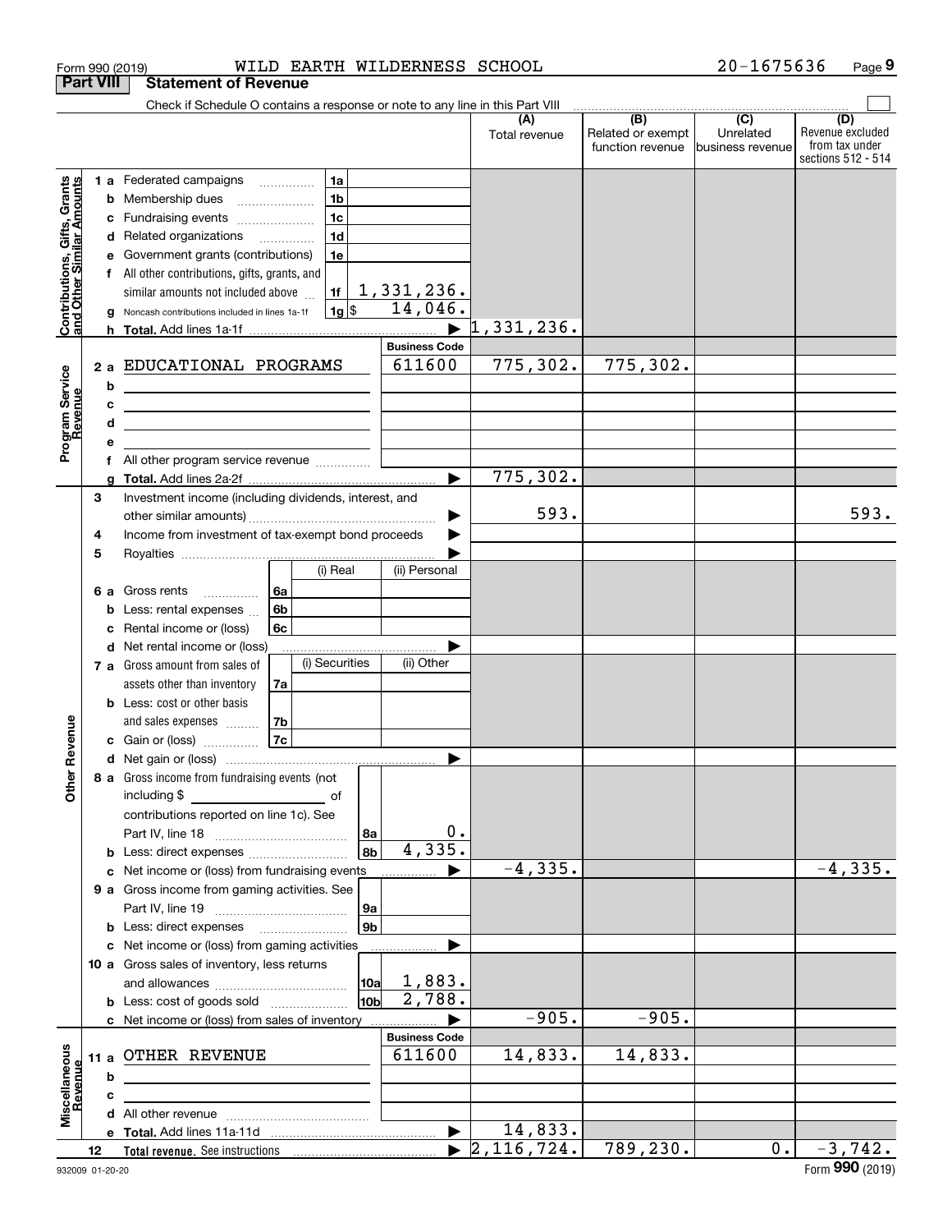Form 990 (2019) WILD EARTH WILDERNESS SCHOOL 20-1675636 Page 9

## Part VIII Statement of Revenue

Check if Schedule O contains a response or note to any line in this Part VIII

| | | | | (A) Total revenue | (B) Related or exempt function revenue | (C) Unrelated business revenue | (D) Revenue excluded from tax under sections 512 - 514 |
|---|---|---|---|---|---|---|---|
| **Contributions, Gifts, Grants and Other Similar Amounts** | 1 a Federated campaigns | 1a | | | | | |
| | b Membership dues | 1b | | | | | |
| | c Fundraising events | 1c | | | | | |
| | d Related organizations | 1d | | | | | |
| | e Government grants (contributions) | 1e | | | | | |
| | f All other contributions, gifts, grants, and similar amounts not included above | 1f | 1,331,236. | | | | |
| | g Noncash contributions included in lines 1a-1f | 1g $ | 14,046. | | | | |
| | h **Total.** Add lines 1a-1f | | ▶ | 1,331,236. | | | |
| **Program Service Revenue** | | | **Business Code** | | | | |
| | 2 a EDUCATIONAL PROGRAMS | | 611600 | 775,302. | 775,302. | | |
| | b | | | | | | |
| | c | | | | | | |
| | d | | | | | | |
| | e | | | | | | |
| | f All other program service revenue | | | | | | |
| | g **Total.** Add lines 2a-2f | | ▶ | 775,302. | | | |
| **Other Revenue** | 3 Investment income (including dividends, interest, and other similar amounts) | | ▶ | 593. | | | 593. |
| | 4 Income from investment of tax-exempt bond proceeds | | ▶ | | | | |
| | 5 Royalties | | ▶ | | | | |
| | | (i) Real | (ii) Personal | | | | |
| | 6 a Gross rents 6a | | | | | | |
| | b Less: rental expenses 6b | | | | | | |
| | c Rental income or (loss) 6c | | | | | | |
| | d Net rental income or (loss) | | ▶ | | | | |
| | 7 a Gross amount from sales of assets other than inventory 7a | (i) Securities | (ii) Other | | | | |
| | b Less: cost or other basis and sales expenses 7b | | | | | | |
| | c Gain or (loss) 7c | | | | | | |
| | d Net gain or (loss) | | ▶ | | | | |
| | 8 a Gross income from fundraising events (not including $ of contributions reported on line 1c). See Part IV, line 18 | 8a | 0. | | | | |
| | b Less: direct expenses | 8b | 4,335. | | | | |
| | c Net income or (loss) from fundraising events | | ▶ | -4,335. | | | -4,335. |
| | 9 a Gross income from gaming activities. See Part IV, line 19 | 9a | | | | | |
| | b Less: direct expenses | 9b | | | | | |
| | c Net income or (loss) from gaming activities | | ▶ | | | | |
| | 10 a Gross sales of inventory, less returns and allowances | 10a | 1,883. | | | | |
| | b Less: cost of goods sold | 10b | 2,788. | | | | |
| | c Net income or (loss) from sales of inventory | | ▶ | -905. | -905. | | |
| **Miscellaneous Revenue** | | | **Business Code** | | | | |
| | 11 a OTHER REVENUE | | 611600 | 14,833. | 14,833. | | |
| | b | | | | | | |
| | c | | | | | | |
| | d All other revenue | | | | | | |
| | e **Total.** Add lines 11a-11d | | ▶ | 14,833. | | | |
| | 12 **Total revenue.** See instructions | | ▶ | 2,116,724. | 789,230. | 0. | -3,742. |

932009 01-20-20 Form **990** (2019)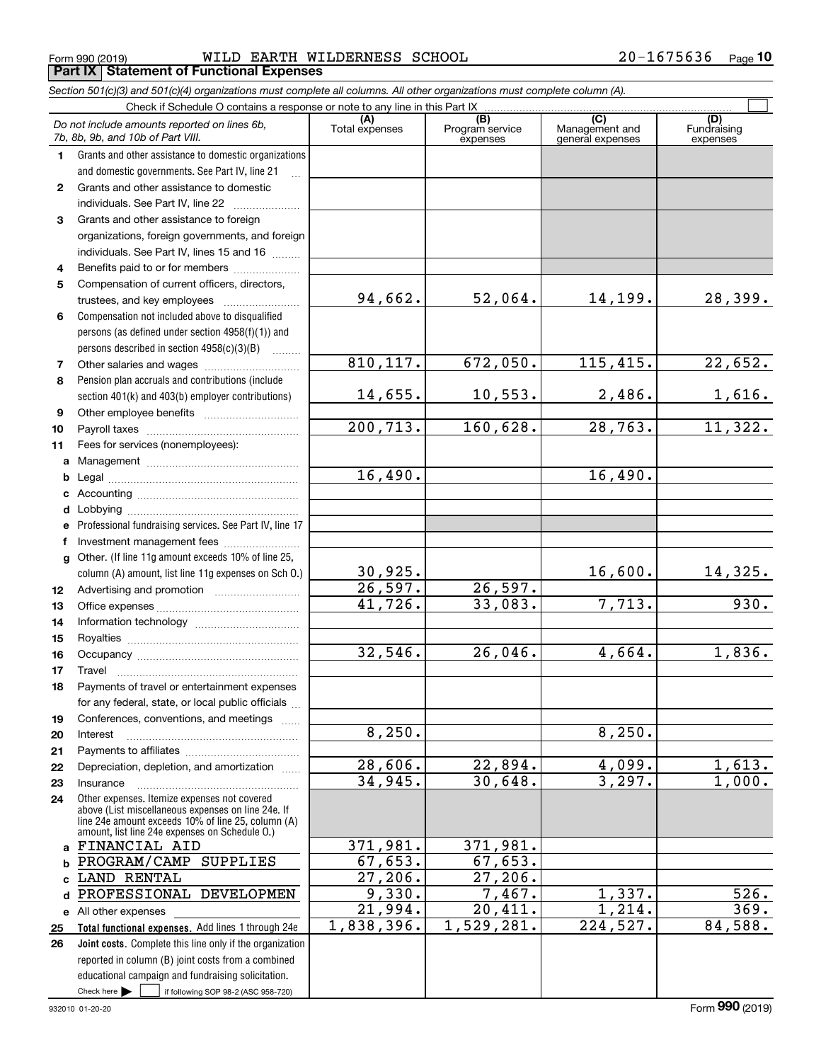Form 990 (2019) WILD EARTH WILDERNESS SCHOOL 20-1675636

## Part IX Statement of Functional Expenses

*Section 501(c)(3) and 501(c)(4) organizations must complete all columns. All other organizations must complete column (A).*

Check if Schedule O contains a response or note to any line in this Part IX

| *Do not include amounts reported on lines 6b, 7b, 8b, 9b, and 10b of Part VIII.* | (A) Total expenses | (B) Program service expenses | (C) Management and general expenses | (D) Fundraising expenses |
|---|---|---|---|---|
| **1** Grants and other assistance to domestic organizations and domestic governments. See Part IV, line 21 | | | | |
| **2** Grants and other assistance to domestic individuals. See Part IV, line 22 | | | | |
| **3** Grants and other assistance to foreign organizations, foreign governments, and foreign individuals. See Part IV, lines 15 and 16 | | | | |
| **4** Benefits paid to or for members | | | | |
| **5** Compensation of current officers, directors, trustees, and key employees | 94,662. | 52,064. | 14,199. | 28,399. |
| **6** Compensation not included above to disqualified persons (as defined under section 4958(f)(1)) and persons described in section 4958(c)(3)(B) | | | | |
| **7** Other salaries and wages | 810,117. | 672,050. | 115,415. | 22,652. |
| **8** Pension plan accruals and contributions (include section 401(k) and 403(b) employer contributions) | 14,655. | 10,553. | 2,486. | 1,616. |
| **9** Other employee benefits | | | | |
| **10** Payroll taxes | 200,713. | 160,628. | 28,763. | 11,322. |
| **11** Fees for services (nonemployees): | | | | |
| **a** Management | | | | |
| **b** Legal | 16,490. | | 16,490. | |
| **c** Accounting | | | | |
| **d** Lobbying | | | | |
| **e** Professional fundraising services. See Part IV, line 17 | | | | |
| **f** Investment management fees | | | | |
| **g** Other. (If line 11g amount exceeds 10% of line 25, column (A) amount, list line 11g expenses on Sch O.) | 30,925. | | 16,600. | 14,325. |
| **12** Advertising and promotion | 26,597. | 26,597. | | |
| **13** Office expenses | 41,726. | 33,083. | 7,713. | 930. |
| **14** Information technology | | | | |
| **15** Royalties | | | | |
| **16** Occupancy | 32,546. | 26,046. | 4,664. | 1,836. |
| **17** Travel | | | | |
| **18** Payments of travel or entertainment expenses for any federal, state, or local public officials | | | | |
| **19** Conferences, conventions, and meetings | | | | |
| **20** Interest | 8,250. | | 8,250. | |
| **21** Payments to affiliates | | | | |
| **22** Depreciation, depletion, and amortization | 28,606. | 22,894. | 4,099. | 1,613. |
| **23** Insurance | 34,945. | 30,648. | 3,297. | 1,000. |
| **24** Other expenses. Itemize expenses not covered above (List miscellaneous expenses on line 24e. If line 24e amount exceeds 10% of line 25, column (A) amount, list line 24e expenses on Schedule O.) | | | | |
| **a** FINANCIAL AID | 371,981. | 371,981. | | |
| **b** PROGRAM/CAMP SUPPLIES | 67,653. | 67,653. | | |
| **c** LAND RENTAL | 27,206. | 27,206. | | |
| **d** PROFESSIONAL DEVELOPMEN | 9,330. | 7,467. | 1,337. | 526. |
| **e** All other expenses | 21,994. | 20,411. | 1,214. | 369. |
| **25 Total functional expenses.** Add lines 1 through 24e | 1,838,396. | 1,529,281. | 224,527. | 84,588. |
| **26 Joint costs.** Complete this line only if the organization reported in column (B) joint costs from a combined educational campaign and fundraising solicitation. Check here ☐ if following SOP 98-2 (ASC 958-720) | | | | |

932010 01-20-20 Form **990** (2019)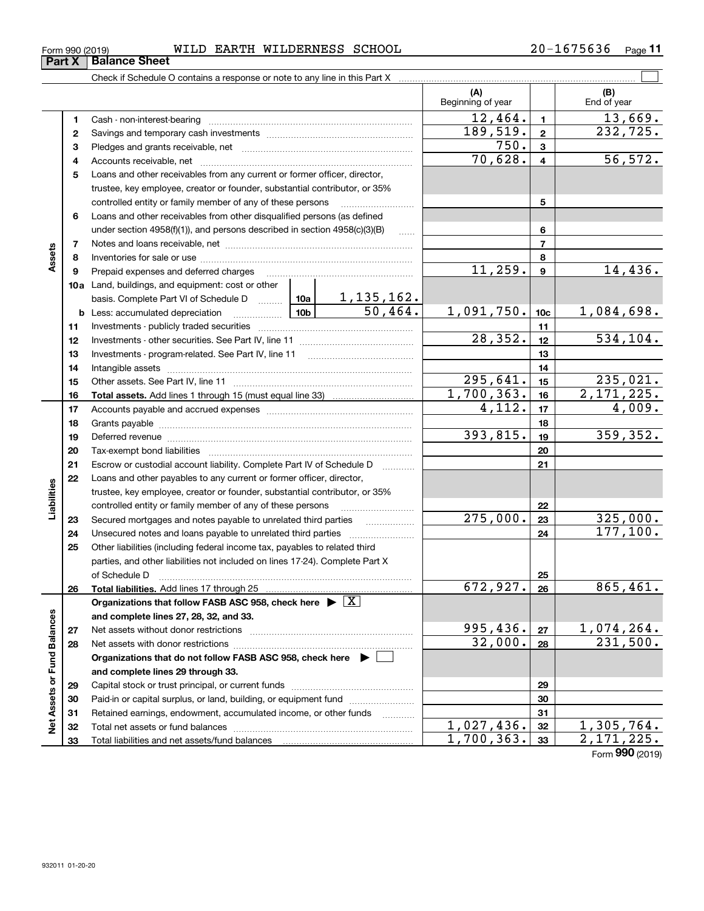Form 990 (2019) WILD EARTH WILDERNESS SCHOOL 20-1675636

## Part X Balance Sheet

Check if Schedule O contains a response or note to any line in this Part X ☐

| | | | | | (A) Beginning of year | | (B) End of year |
|---|---|---|---|---|---|---|---|
| **Assets** | 1 | Cash - non-interest-bearing | | | 12,464. | 1 | 13,669. |
| | 2 | Savings and temporary cash investments | | | 189,519. | 2 | 232,725. |
| | 3 | Pledges and grants receivable, net | | | 750. | 3 | |
| | 4 | Accounts receivable, net | | | 70,628. | 4 | 56,572. |
| | 5 | Loans and other receivables from any current or former officer, director, trustee, key employee, creator or founder, substantial contributor, or 35% controlled entity or family member of any of these persons | | | | 5 | |
| | 6 | Loans and other receivables from other disqualified persons (as defined under section 4958(f)(1)), and persons described in section 4958(c)(3)(B) | | | | 6 | |
| | 7 | Notes and loans receivable, net | | | | 7 | |
| | 8 | Inventories for sale or use | | | | 8 | |
| | 9 | Prepaid expenses and deferred charges | | | 11,259. | 9 | 14,436. |
| | 10a | Land, buildings, and equipment: cost or other basis. Complete Part VI of Schedule D | 10a | 1,135,162. | | | |
| | b | Less: accumulated depreciation | 10b | 50,464. | 1,091,750. | 10c | 1,084,698. |
| | 11 | Investments - publicly traded securities | | | | 11 | |
| | 12 | Investments - other securities. See Part IV, line 11 | | | 28,352. | 12 | 534,104. |
| | 13 | Investments - program-related. See Part IV, line 11 | | | | 13 | |
| | 14 | Intangible assets | | | | 14 | |
| | 15 | Other assets. See Part IV, line 11 | | | 295,641. | 15 | 235,021. |
| | 16 | **Total assets.** Add lines 1 through 15 (must equal line 33) | | | 1,700,363. | 16 | 2,171,225. |
| **Liabilities** | 17 | Accounts payable and accrued expenses | | | 4,112. | 17 | 4,009. |
| | 18 | Grants payable | | | | 18 | |
| | 19 | Deferred revenue | | | 393,815. | 19 | 359,352. |
| | 20 | Tax-exempt bond liabilities | | | | 20 | |
| | 21 | Escrow or custodial account liability. Complete Part IV of Schedule D | | | | 21 | |
| | 22 | Loans and other payables to any current or former officer, director, trustee, key employee, creator or founder, substantial contributor, or 35% controlled entity or family member of any of these persons | | | | 22 | |
| | 23 | Secured mortgages and notes payable to unrelated third parties | | | 275,000. | 23 | 325,000. |
| | 24 | Unsecured notes and loans payable to unrelated third parties | | | | 24 | 177,100. |
| | 25 | Other liabilities (including federal income tax, payables to related third parties, and other liabilities not included on lines 17-24). Complete Part X of Schedule D | | | | 25 | |
| | 26 | **Total liabilities.** Add lines 17 through 25 | | | 672,927. | 26 | 865,461. |
| **Net Assets or Fund Balances** | | **Organizations that follow FASB ASC 958, check here** ▶ ☒ **and complete lines 27, 28, 32, and 33.** | | | | | |
| | 27 | Net assets without donor restrictions | | | 995,436. | 27 | 1,074,264. |
| | 28 | Net assets with donor restrictions | | | 32,000. | 28 | 231,500. |
| | | **Organizations that do not follow FASB ASC 958, check here** ▶ ☐ **and complete lines 29 through 33.** | | | | | |
| | 29 | Capital stock or trust principal, or current funds | | | | 29 | |
| | 30 | Paid-in or capital surplus, or land, building, or equipment fund | | | | 30 | |
| | 31 | Retained earnings, endowment, accumulated income, or other funds | | | | 31 | |
| | 32 | Total net assets or fund balances | | | 1,027,436. | 32 | 1,305,764. |
| | 33 | Total liabilities and net assets/fund balances | | | 1,700,363. | 33 | 2,171,225. |

Form **990** (2019)

932011 01-20-20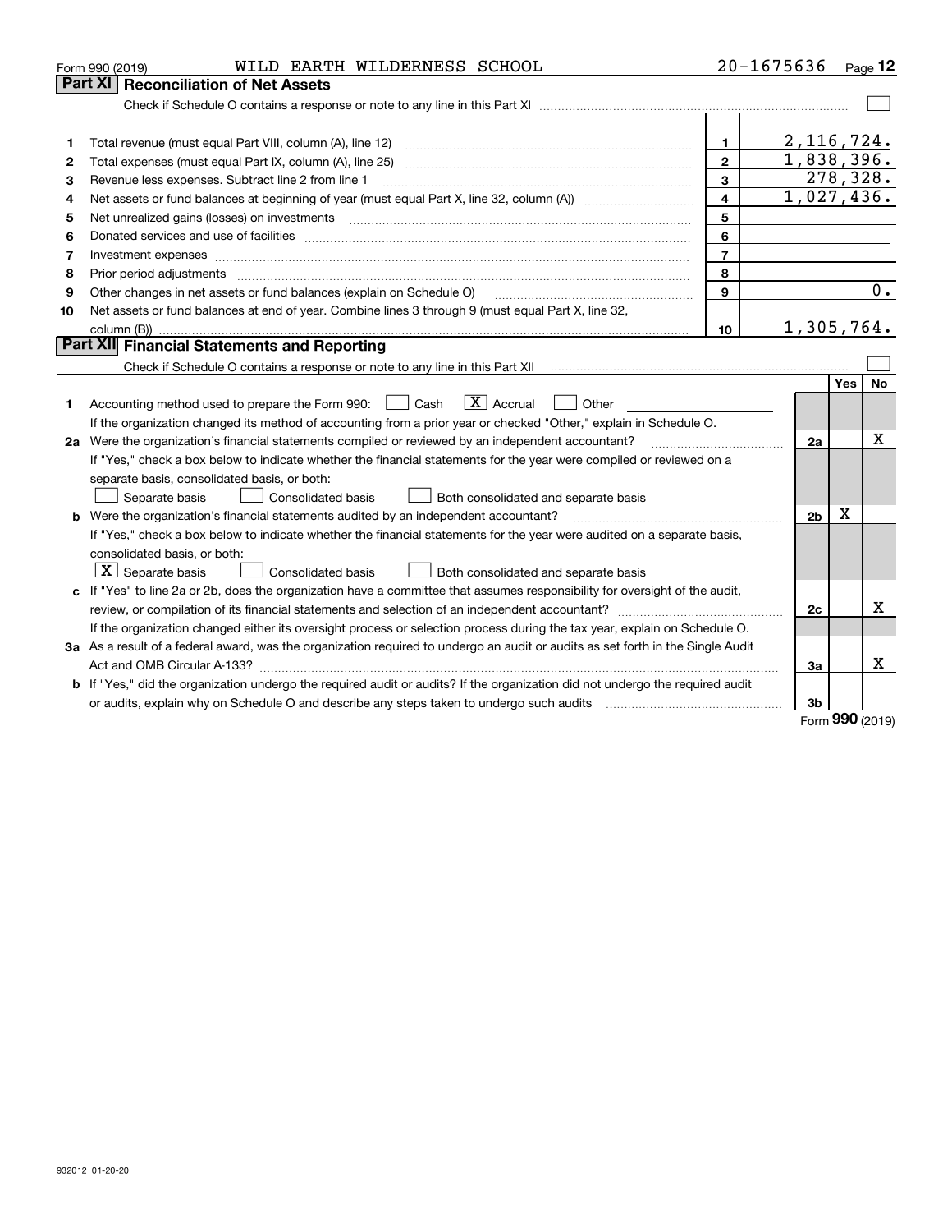Form 990 (2019) WILD EARTH WILDERNESS SCHOOL 20-1675636

## Part XI Reconciliation of Net Assets

Check if Schedule O contains a response or note to any line in this Part XI ☐

| | | | |
|---|---|---|---|
| 1 | Total revenue (must equal Part VIII, column (A), line 12) | 1 | 2,116,724. |
| 2 | Total expenses (must equal Part IX, column (A), line 25) | 2 | 1,838,396. |
| 3 | Revenue less expenses. Subtract line 2 from line 1 | 3 | 278,328. |
| 4 | Net assets or fund balances at beginning of year (must equal Part X, line 32, column (A)) | 4 | 1,027,436. |
| 5 | Net unrealized gains (losses) on investments | 5 | |
| 6 | Donated services and use of facilities | 6 | |
| 7 | Investment expenses | 7 | |
| 8 | Prior period adjustments | 8 | |
| 9 | Other changes in net assets or fund balances (explain on Schedule O) | 9 | 0. |
| 10 | Net assets or fund balances at end of year. Combine lines 3 through 9 (must equal Part X, line 32, column (B)) | 10 | 1,305,764. |

## Part XII Financial Statements and Reporting

Check if Schedule O contains a response or note to any line in this Part XII ☐

| | | | Yes | No |
|---|---|---|---|---|
| 1 | Accounting method used to prepare the Form 990: ☐ Cash ☒ Accrual ☐ Other<br>If the organization changed its method of accounting from a prior year or checked "Other," explain in Schedule O. | | | |
| 2a | Were the organization's financial statements compiled or reviewed by an independent accountant? | 2a | | X |
| | If "Yes," check a box below to indicate whether the financial statements for the year were compiled or reviewed on a separate basis, consolidated basis, or both:<br>☐ Separate basis ☐ Consolidated basis ☐ Both consolidated and separate basis | | | |
| b | Were the organization's financial statements audited by an independent accountant? | 2b | X | |
| | If "Yes," check a box below to indicate whether the financial statements for the year were audited on a separate basis, consolidated basis, or both:<br>☒ Separate basis ☐ Consolidated basis ☐ Both consolidated and separate basis | | | |
| c | If "Yes" to line 2a or 2b, does the organization have a committee that assumes responsibility for oversight of the audit, review, or compilation of its financial statements and selection of an independent accountant? | 2c | | X |
| | If the organization changed either its oversight process or selection process during the tax year, explain on Schedule O. | | | |
| 3a | As a result of a federal award, was the organization required to undergo an audit or audits as set forth in the Single Audit Act and OMB Circular A-133? | 3a | | X |
| b | If "Yes," did the organization undergo the required audit or audits? If the organization did not undergo the required audit or audits, explain why on Schedule O and describe any steps taken to undergo such audits | 3b | | |

Form **990** (2019)

932012 01-20-20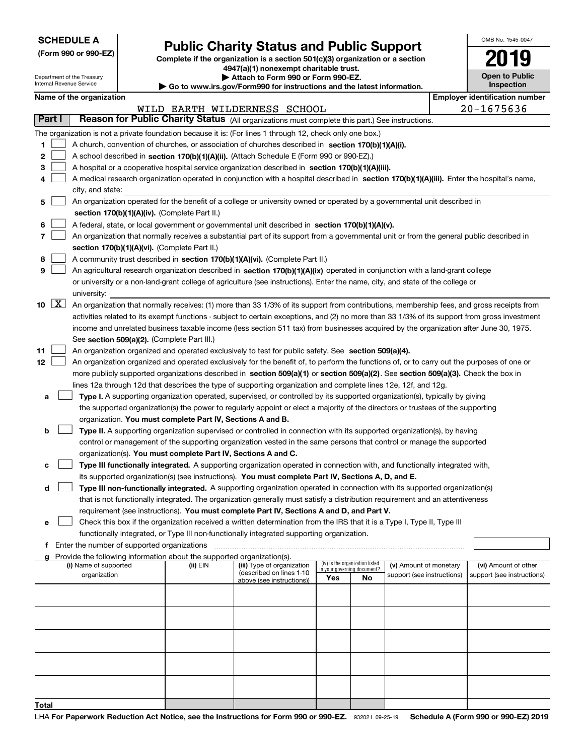**SCHEDULE A**
**(Form 990 or 990-EZ)**

Department of the Treasury
Internal Revenue Service

# Public Charity Status and Public Support

**Complete if the organization is a section 501(c)(3) organization or a section 4947(a)(1) nonexempt charitable trust.**
**▶ Attach to Form 990 or Form 990-EZ.**
**▶ Go to www.irs.gov/Form990 for instructions and the latest information.**

OMB No. 1545-0047

**2019**

**Open to Public Inspection**

**Name of the organization:** WILD EARTH WILDERNESS SCHOOL
**Employer identification number:** 20-1675636

**Part I — Reason for Public Charity Status** (All organizations must complete this part.) See instructions.

The organization is not a private foundation because it is: (For lines 1 through 12, check only one box.)

1 ☐ A church, convention of churches, or association of churches described in **section 170(b)(1)(A)(i).**

2 ☐ A school described in **section 170(b)(1)(A)(ii).** (Attach Schedule E (Form 990 or 990-EZ).)

3 ☐ A hospital or a cooperative hospital service organization described in **section 170(b)(1)(A)(iii).**

4 ☐ A medical research organization operated in conjunction with a hospital described in **section 170(b)(1)(A)(iii).** Enter the hospital's name, city, and state:

5 ☐ An organization operated for the benefit of a college or university owned or operated by a governmental unit described in **section 170(b)(1)(A)(iv).** (Complete Part II.)

6 ☐ A federal, state, or local government or governmental unit described in **section 170(b)(1)(A)(v).**

7 ☐ An organization that normally receives a substantial part of its support from a governmental unit or from the general public described in **section 170(b)(1)(A)(vi).** (Complete Part II.)

8 ☐ A community trust described in **section 170(b)(1)(A)(vi).** (Complete Part II.)

9 ☐ An agricultural research organization described in **section 170(b)(1)(A)(ix)** operated in conjunction with a land-grant college or university or a non-land-grant college of agriculture (see instructions). Enter the name, city, and state of the college or university:

10 ☒ An organization that normally receives: (1) more than 33 1/3% of its support from contributions, membership fees, and gross receipts from activities related to its exempt functions - subject to certain exceptions, and (2) no more than 33 1/3% of its support from gross investment income and unrelated business taxable income (less section 511 tax) from businesses acquired by the organization after June 30, 1975. See **section 509(a)(2).** (Complete Part III.)

11 ☐ An organization organized and operated exclusively to test for public safety. See **section 509(a)(4).**

12 ☐ An organization organized and operated exclusively for the benefit of, to perform the functions of, or to carry out the purposes of one or more publicly supported organizations described in **section 509(a)(1)** or **section 509(a)(2)**. See **section 509(a)(3).** Check the box in lines 12a through 12d that describes the type of supporting organization and complete lines 12e, 12f, and 12g.

a ☐ **Type I.** A supporting organization operated, supervised, or controlled by its supported organization(s), typically by giving the supported organization(s) the power to regularly appoint or elect a majority of the directors or trustees of the supporting organization. **You must complete Part IV, Sections A and B.**

b ☐ **Type II.** A supporting organization supervised or controlled in connection with its supported organization(s), by having control or management of the supporting organization vested in the same persons that control or manage the supported organization(s). **You must complete Part IV, Sections A and C.**

c ☐ **Type III functionally integrated.** A supporting organization operated in connection with, and functionally integrated with, its supported organization(s) (see instructions). **You must complete Part IV, Sections A, D, and E.**

d ☐ **Type III non-functionally integrated.** A supporting organization operated in connection with its supported organization(s) that is not functionally integrated. The organization generally must satisfy a distribution requirement and an attentiveness requirement (see instructions). **You must complete Part IV, Sections A and D, and Part V.**

e ☐ Check this box if the organization received a written determination from the IRS that it is a Type I, Type II, Type III functionally integrated, or Type III non-functionally integrated supporting organization.

f Enter the number of supported organizations

g Provide the following information about the supported organization(s).

| (i) Name of supported organization | (ii) EIN | (iii) Type of organization (described on lines 1-10 above (see instructions)) | (iv) Is the organization listed in your governing document? Yes | No | (v) Amount of monetary support (see instructions) | (vi) Amount of other support (see instructions) |
|---|---|---|---|---|---|---|
| | | | | | | |
| | | | | | | |
| | | | | | | |
| | | | | | | |
| | | | | | | |
| **Total** | | | | | | |

LHA **For Paperwork Reduction Act Notice, see the Instructions for Form 990 or 990-EZ.** 932021 09-25-19 **Schedule A (Form 990 or 990-EZ) 2019**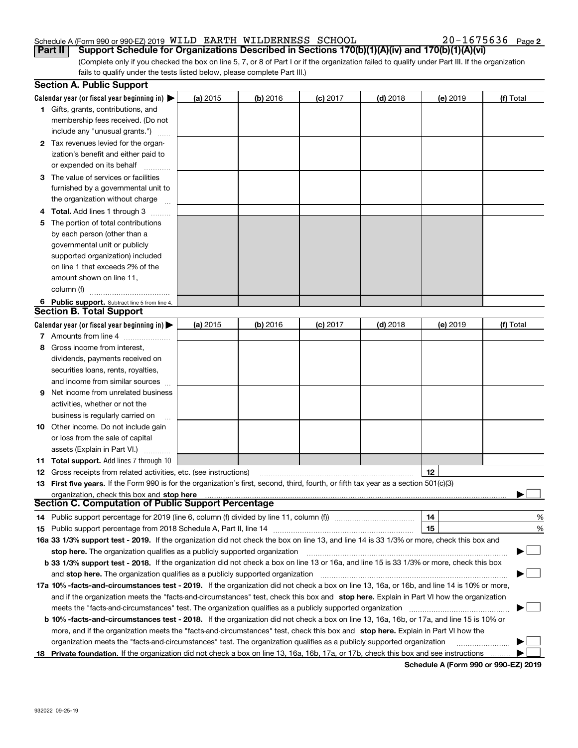Schedule A (Form 990 or 990-EZ) 2019 WILD EARTH WILDERNESS SCHOOL 20-1675636 Page 2

**Part II** **Support Schedule for Organizations Described in Sections 170(b)(1)(A)(iv) and 170(b)(1)(A)(vi)**

(Complete only if you checked the box on line 5, 7, or 8 of Part I or if the organization failed to qualify under Part III. If the organization fails to qualify under the tests listed below, please complete Part III.)

## Section A. Public Support

| Calendar year (or fiscal year beginning in) ▶ | (a) 2015 | (b) 2016 | (c) 2017 | (d) 2018 | (e) 2019 | (f) Total |
|---|---|---|---|---|---|---|
| 1 Gifts, grants, contributions, and membership fees received. (Do not include any "unusual grants.") | | | | | | |
| 2 Tax revenues levied for the organization's benefit and either paid to or expended on its behalf | | | | | | |
| 3 The value of services or facilities furnished by a governmental unit to the organization without charge | | | | | | |
| 4 **Total.** Add lines 1 through 3 | | | | | | |
| 5 The portion of total contributions by each person (other than a governmental unit or publicly supported organization) included on line 1 that exceeds 2% of the amount shown on line 11, column (f) | | | | | | |
| 6 **Public support.** Subtract line 5 from line 4. | | | | | | |

## Section B. Total Support

| Calendar year (or fiscal year beginning in) ▶ | (a) 2015 | (b) 2016 | (c) 2017 | (d) 2018 | (e) 2019 | (f) Total |
|---|---|---|---|---|---|---|
| 7 Amounts from line 4 | | | | | | |
| 8 Gross income from interest, dividends, payments received on securities loans, rents, royalties, and income from similar sources | | | | | | |
| 9 Net income from unrelated business activities, whether or not the business is regularly carried on | | | | | | |
| 10 Other income. Do not include gain or loss from the sale of capital assets (Explain in Part VI.) | | | | | | |
| 11 **Total support.** Add lines 7 through 10 | | | | | | |

12 Gross receipts from related activities, etc. (see instructions) 12

13 **First five years.** If the Form 990 is for the organization's first, second, third, fourth, or fifth tax year as a section 501(c)(3) organization, check this box and **stop here** ▶ ☐

## Section C. Computation of Public Support Percentage

14 Public support percentage for 2019 (line 6, column (f) divided by line 11, column (f)) 14 %

15 Public support percentage from 2018 Schedule A, Part II, line 14 15 %

**16a 33 1/3% support test - 2019.** If the organization did not check the box on line 13, and line 14 is 33 1/3% or more, check this box and **stop here.** The organization qualifies as a publicly supported organization ▶ ☐

**b 33 1/3% support test - 2018.** If the organization did not check a box on line 13 or 16a, and line 15 is 33 1/3% or more, check this box and **stop here.** The organization qualifies as a publicly supported organization ▶ ☐

**17a 10% -facts-and-circumstances test - 2019.** If the organization did not check a box on line 13, 16a, or 16b, and line 14 is 10% or more, and if the organization meets the "facts-and-circumstances" test, check this box and **stop here.** Explain in Part VI how the organization meets the "facts-and-circumstances" test. The organization qualifies as a publicly supported organization ▶ ☐

**b 10% -facts-and-circumstances test - 2018.** If the organization did not check a box on line 13, 16a, 16b, or 17a, and line 15 is 10% or more, and if the organization meets the "facts-and-circumstances" test, check this box and **stop here.** Explain in Part VI how the organization meets the "facts-and-circumstances" test. The organization qualifies as a publicly supported organization ▶ ☐

**18 Private foundation.** If the organization did not check a box on line 13, 16a, 16b, 17a, or 17b, check this box and see instructions ▶ ☐

**Schedule A (Form 990 or 990-EZ) 2019**

932022 09-25-19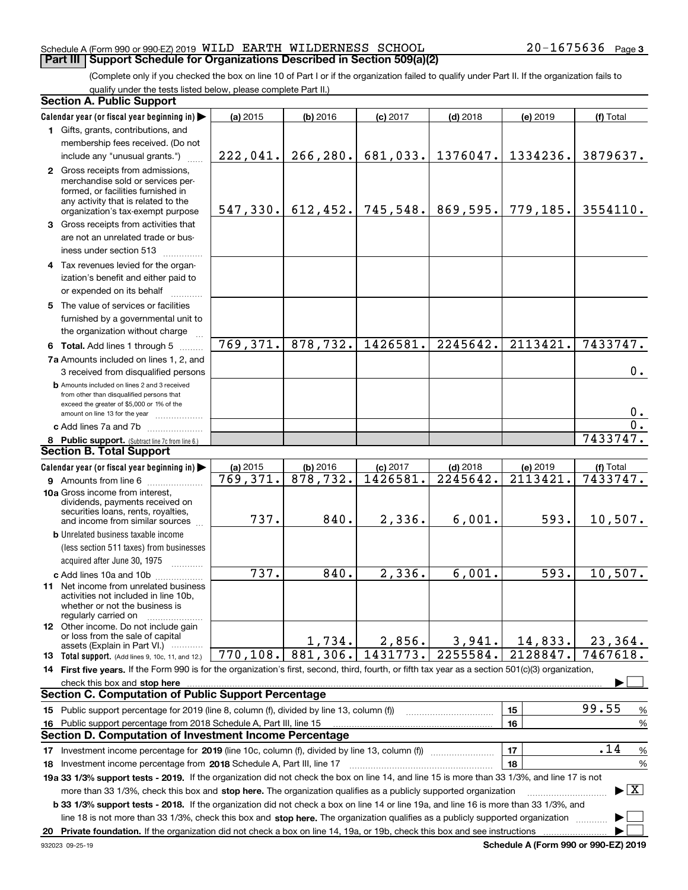Schedule A (Form 990 or 990-EZ) 2019 WILD EARTH WILDERNESS SCHOOL 20-1675636 Page 3

## Part III Support Schedule for Organizations Described in Section 509(a)(2)

(Complete only if you checked the box on line 10 of Part I or if the organization failed to qualify under Part II. If the organization fails to qualify under the tests listed below, please complete Part II.)

### Section A. Public Support

| Calendar year (or fiscal year beginning in) ▶ | (a) 2015 | (b) 2016 | (c) 2017 | (d) 2018 | (e) 2019 | (f) Total |
|---|---|---|---|---|---|---|
| 1 Gifts, grants, contributions, and membership fees received. (Do not include any "unusual grants.") | 222,041. | 266,280. | 681,033. | 1376047. | 1334236. | 3879637. |
| 2 Gross receipts from admissions, merchandise sold or services performed, or facilities furnished in any activity that is related to the organization's tax-exempt purpose | 547,330. | 612,452. | 745,548. | 869,595. | 779,185. | 3554110. |
| 3 Gross receipts from activities that are not an unrelated trade or business under section 513 | | | | | | |
| 4 Tax revenues levied for the organization's benefit and either paid to or expended on its behalf | | | | | | |
| 5 The value of services or facilities furnished by a governmental unit to the organization without charge | | | | | | |
| 6 **Total.** Add lines 1 through 5 | 769,371. | 878,732. | 1426581. | 2245642. | 2113421. | 7433747. |
| 7a Amounts included on lines 1, 2, and 3 received from disqualified persons | | | | | | 0. |
| b Amounts included on lines 2 and 3 received from other than disqualified persons that exceed the greater of $5,000 or 1% of the amount on line 13 for the year | | | | | | 0. |
| c Add lines 7a and 7b | | | | | | 0. |
| 8 **Public support.** (Subtract line 7c from line 6.) | | | | | | 7433747. |

### Section B. Total Support

| Calendar year (or fiscal year beginning in) ▶ | (a) 2015 | (b) 2016 | (c) 2017 | (d) 2018 | (e) 2019 | (f) Total |
|---|---|---|---|---|---|---|
| 9 Amounts from line 6 | 769,371. | 878,732. | 1426581. | 2245642. | 2113421. | 7433747. |
| 10a Gross income from interest, dividends, payments received on securities loans, rents, royalties, and income from similar sources | 737. | 840. | 2,336. | 6,001. | 593. | 10,507. |
| b Unrelated business taxable income (less section 511 taxes) from businesses acquired after June 30, 1975 | | | | | | |
| c Add lines 10a and 10b | 737. | 840. | 2,336. | 6,001. | 593. | 10,507. |
| 11 Net income from unrelated business activities not included in line 10b, whether or not the business is regularly carried on | | | | | | |
| 12 Other income. Do not include gain or loss from the sale of capital assets (Explain in Part VI.) | | 1,734. | 2,856. | 3,941. | 14,833. | 23,364. |
| 13 **Total support.** (Add lines 9, 10c, 11, and 12.) | 770,108. | 881,306. | 1431773. | 2255584. | 2128847. | 7467618. |

14 **First five years.** If the Form 990 is for the organization's first, second, third, fourth, or fifth tax year as a section 501(c)(3) organization, check this box and **stop here** ▶ ☐

### Section C. Computation of Public Support Percentage

| | | | |
|---|---|---|---|
| 15 Public support percentage for 2019 (line 8, column (f), divided by line 13, column (f)) | 15 | 99.55 | % |
| 16 Public support percentage from 2018 Schedule A, Part III, line 15 | 16 | | % |

### Section D. Computation of Investment Income Percentage

| | | | |
|---|---|---|---|
| 17 Investment income percentage for **2019** (line 10c, column (f), divided by line 13, column (f)) | 17 | .14 | % |
| 18 Investment income percentage from **2018** Schedule A, Part III, line 17 | 18 | | % |

**19a 33 1/3% support tests - 2019.** If the organization did not check the box on line 14, and line 15 is more than 33 1/3%, and line 17 is not more than 33 1/3%, check this box and **stop here.** The organization qualifies as a publicly supported organization ▶ ☒

**b 33 1/3% support tests - 2018.** If the organization did not check a box on line 14 or line 19a, and line 16 is more than 33 1/3%, and line 18 is not more than 33 1/3%, check this box and **stop here.** The organization qualifies as a publicly supported organization ▶ ☐

**20 Private foundation.** If the organization did not check a box on line 14, 19a, or 19b, check this box and see instructions ▶ ☐

932023 09-25-19 **Schedule A (Form 990 or 990-EZ) 2019**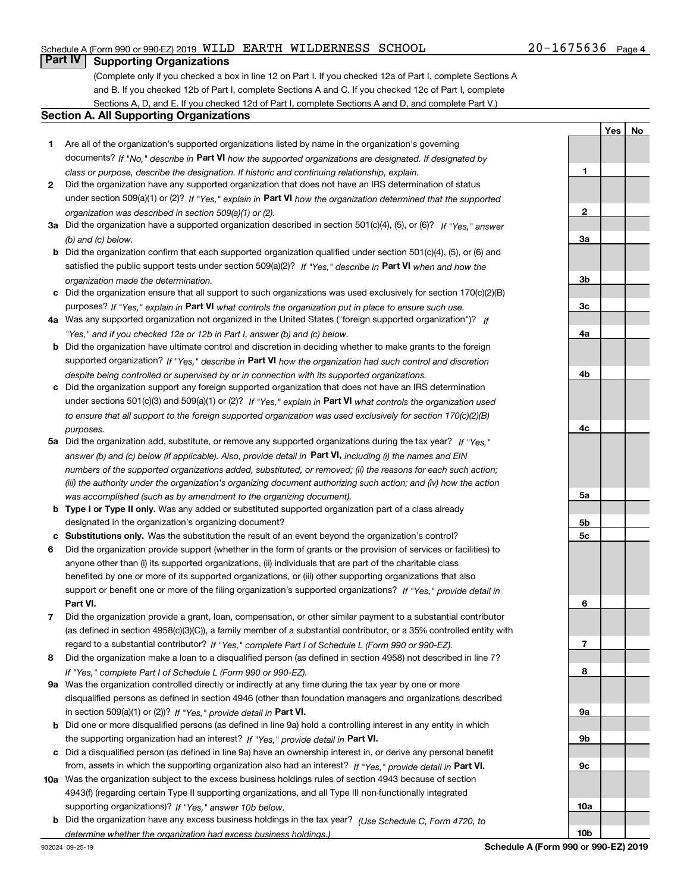## Part IV Supporting Organizations

(Complete only if you checked a box in line 12 on Part I. If you checked 12a of Part I, complete Sections A and B. If you checked 12b of Part I, complete Sections A and C. If you checked 12c of Part I, complete Sections A, D, and E. If you checked 12d of Part I, complete Sections A and D, and complete Part V.)

### Section A. All Supporting Organizations

| | | | Yes | No |
|---|---|---|---|---|
| **1** | Are all of the organization's supported organizations listed by name in the organization's governing documents? *If "No," describe in* **Part VI** *how the supported organizations are designated. If designated by class or purpose, describe the designation. If historic and continuing relationship, explain.* | **1** | | |
| **2** | Did the organization have any supported organization that does not have an IRS determination of status under section 509(a)(1) or (2)? *If "Yes," explain in* **Part VI** *how the organization determined that the supported organization was described in section 509(a)(1) or (2).* | **2** | | |
| **3a** | Did the organization have a supported organization described in section 501(c)(4), (5), or (6)? *If "Yes," answer (b) and (c) below.* | **3a** | | |
| **b** | Did the organization confirm that each supported organization qualified under section 501(c)(4), (5), or (6) and satisfied the public support tests under section 509(a)(2)? *If "Yes," describe in* **Part VI** *when and how the organization made the determination.* | **3b** | | |
| **c** | Did the organization ensure that all support to such organizations was used exclusively for section 170(c)(2)(B) purposes? *If "Yes," explain in* **Part VI** *what controls the organization put in place to ensure such use.* | **3c** | | |
| **4a** | Was any supported organization not organized in the United States ("foreign supported organization")? *If "Yes," and if you checked 12a or 12b in Part I, answer (b) and (c) below.* | **4a** | | |
| **b** | Did the organization have ultimate control and discretion in deciding whether to make grants to the foreign supported organization? *If "Yes," describe in* **Part VI** *how the organization had such control and discretion despite being controlled or supervised by or in connection with its supported organizations.* | **4b** | | |
| **c** | Did the organization support any foreign supported organization that does not have an IRS determination under sections 501(c)(3) and 509(a)(1) or (2)? *If "Yes," explain in* **Part VI** *what controls the organization used to ensure that all support to the foreign supported organization was used exclusively for section 170(c)(2)(B) purposes.* | **4c** | | |
| **5a** | Did the organization add, substitute, or remove any supported organizations during the tax year? *If "Yes," answer (b) and (c) below (if applicable). Also, provide detail in* **Part VI,** *including (i) the names and EIN numbers of the supported organizations added, substituted, or removed; (ii) the reasons for each such action; (iii) the authority under the organization's organizing document authorizing such action; and (iv) how the action was accomplished (such as by amendment to the organizing document).* | **5a** | | |
| **b** | **Type I or Type II only.** Was any added or substituted supported organization part of a class already designated in the organization's organizing document? | **5b** | | |
| **c** | **Substitutions only.** Was the substitution the result of an event beyond the organization's control? | **5c** | | |
| **6** | Did the organization provide support (whether in the form of grants or the provision of services or facilities) to anyone other than (i) its supported organizations, (ii) individuals that are part of the charitable class benefited by one or more of its supported organizations, or (iii) other supporting organizations that also support or benefit one or more of the filing organization's supported organizations? *If "Yes," provide detail in* **Part VI.** | **6** | | |
| **7** | Did the organization provide a grant, loan, compensation, or other similar payment to a substantial contributor (as defined in section 4958(c)(3)(C)), a family member of a substantial contributor, or a 35% controlled entity with regard to a substantial contributor? *If "Yes," complete Part I of Schedule L (Form 990 or 990-EZ).* | **7** | | |
| **8** | Did the organization make a loan to a disqualified person (as defined in section 4958) not described in line 7? *If "Yes," complete Part I of Schedule L (Form 990 or 990-EZ).* | **8** | | |
| **9a** | Was the organization controlled directly or indirectly at any time during the tax year by one or more disqualified persons as defined in section 4946 (other than foundation managers and organizations described in section 509(a)(1) or (2))? *If "Yes," provide detail in* **Part VI.** | **9a** | | |
| **b** | Did one or more disqualified persons (as defined in line 9a) hold a controlling interest in any entity in which the supporting organization had an interest? *If "Yes," provide detail in* **Part VI.** | **9b** | | |
| **c** | Did a disqualified person (as defined in line 9a) have an ownership interest in, or derive any personal benefit from, assets in which the supporting organization also had an interest? *If "Yes," provide detail in* **Part VI.** | **9c** | | |
| **10a** | Was the organization subject to the excess business holdings rules of section 4943 because of section 4943(f) (regarding certain Type II supporting organizations, and all Type III non-functionally integrated supporting organizations)? *If "Yes," answer 10b below.* | **10a** | | |
| **b** | Did the organization have any excess business holdings in the tax year? *(Use Schedule C, Form 4720, to determine whether the organization had excess business holdings.)* | **10b** | | |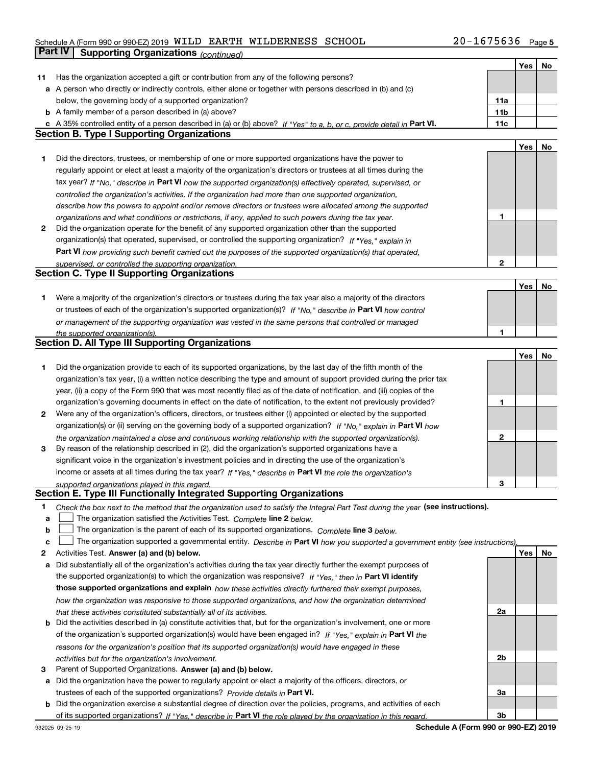Schedule A (Form 990 or 990-EZ) 2019 WILD EARTH WILDERNESS SCHOOL 20-1675636

## Part IV Supporting Organizations *(continued)*

| | | | Yes | No |
|---|---|---|---|---|
| **11** | Has the organization accepted a gift or contribution from any of the following persons? | | | |
| **a** | A person who directly or indirectly controls, either alone or together with persons described in (b) and (c) below, the governing body of a supported organization? | **11a** | | |
| **b** | A family member of a person described in (a) above? | **11b** | | |
| **c** | A 35% controlled entity of a person described in (a) or (b) above? *If "Yes" to a, b, or c, provide detail in* **Part VI.** | **11c** | | |

### Section B. Type I Supporting Organizations

| | | | Yes | No |
|---|---|---|---|---|
| **1** | Did the directors, trustees, or membership of one or more supported organizations have the power to regularly appoint or elect at least a majority of the organization's directors or trustees at all times during the tax year? *If "No," describe in* **Part VI** *how the supported organization(s) effectively operated, supervised, or controlled the organization's activities. If the organization had more than one supported organization, describe how the powers to appoint and/or remove directors or trustees were allocated among the supported organizations and what conditions or restrictions, if any, applied to such powers during the tax year.* | **1** | | |
| **2** | Did the organization operate for the benefit of any supported organization other than the supported organization(s) that operated, supervised, or controlled the supporting organization? *If "Yes," explain in* **Part VI** *how providing such benefit carried out the purposes of the supported organization(s) that operated, supervised, or controlled the supporting organization.* | **2** | | |

### Section C. Type II Supporting Organizations

| | | | Yes | No |
|---|---|---|---|---|
| **1** | Were a majority of the organization's directors or trustees during the tax year also a majority of the directors or trustees of each of the organization's supported organization(s)? *If "No," describe in* **Part VI** *how control or management of the supporting organization was vested in the same persons that controlled or managed the supported organization(s).* | **1** | | |

### Section D. All Type III Supporting Organizations

| | | | Yes | No |
|---|---|---|---|---|
| **1** | Did the organization provide to each of its supported organizations, by the last day of the fifth month of the organization's tax year, (i) a written notice describing the type and amount of support provided during the prior tax year, (ii) a copy of the Form 990 that was most recently filed as of the date of notification, and (iii) copies of the organization's governing documents in effect on the date of notification, to the extent not previously provided? | **1** | | |
| **2** | Were any of the organization's officers, directors, or trustees either (i) appointed or elected by the supported organization(s) or (ii) serving on the governing body of a supported organization? *If "No," explain in* **Part VI** *how the organization maintained a close and continuous working relationship with the supported organization(s).* | **2** | | |
| **3** | By reason of the relationship described in (2), did the organization's supported organizations have a significant voice in the organization's investment policies and in directing the use of the organization's income or assets at all times during the tax year? *If "Yes," describe in* **Part VI** *the role the organization's supported organizations played in this regard.* | **3** | | |

### Section E. Type III Functionally Integrated Supporting Organizations

**1** *Check the box next to the method that the organization used to satisfy the Integral Part Test during the year* **(see instructions).**

**a** ☐ The organization satisfied the Activities Test. *Complete* **line 2** *below.*

**b** ☐ The organization is the parent of each of its supported organizations. *Complete* **line 3** *below.*

**c** ☐ The organization supported a governmental entity. *Describe in* **Part VI** *how you supported a government entity (see instructions).*

| | | | Yes | No |
|---|---|---|---|---|
| **2** | Activities Test. **Answer (a) and (b) below.** | | | |
| **a** | Did substantially all of the organization's activities during the tax year directly further the exempt purposes of the supported organization(s) to which the organization was responsive? *If "Yes," then in* **Part VI identify those supported organizations and explain** *how these activities directly furthered their exempt purposes, how the organization was responsive to those supported organizations, and how the organization determined that these activities constituted substantially all of its activities.* | **2a** | | |
| **b** | Did the activities described in (a) constitute activities that, but for the organization's involvement, one or more of the organization's supported organization(s) would have been engaged in? *If "Yes," explain in* **Part VI** *the reasons for the organization's position that its supported organization(s) would have engaged in these activities but for the organization's involvement.* | **2b** | | |
| **3** | Parent of Supported Organizations. **Answer (a) and (b) below.** | | | |
| **a** | Did the organization have the power to regularly appoint or elect a majority of the officers, directors, or trustees of each of the supported organizations? *Provide details in* **Part VI.** | **3a** | | |
| **b** | Did the organization exercise a substantial degree of direction over the policies, programs, and activities of each of its supported organizations? *If "Yes," describe in* **Part VI** *the role played by the organization in this regard.* | **3b** | | |

932025 09-25-19 **Schedule A (Form 990 or 990-EZ) 2019**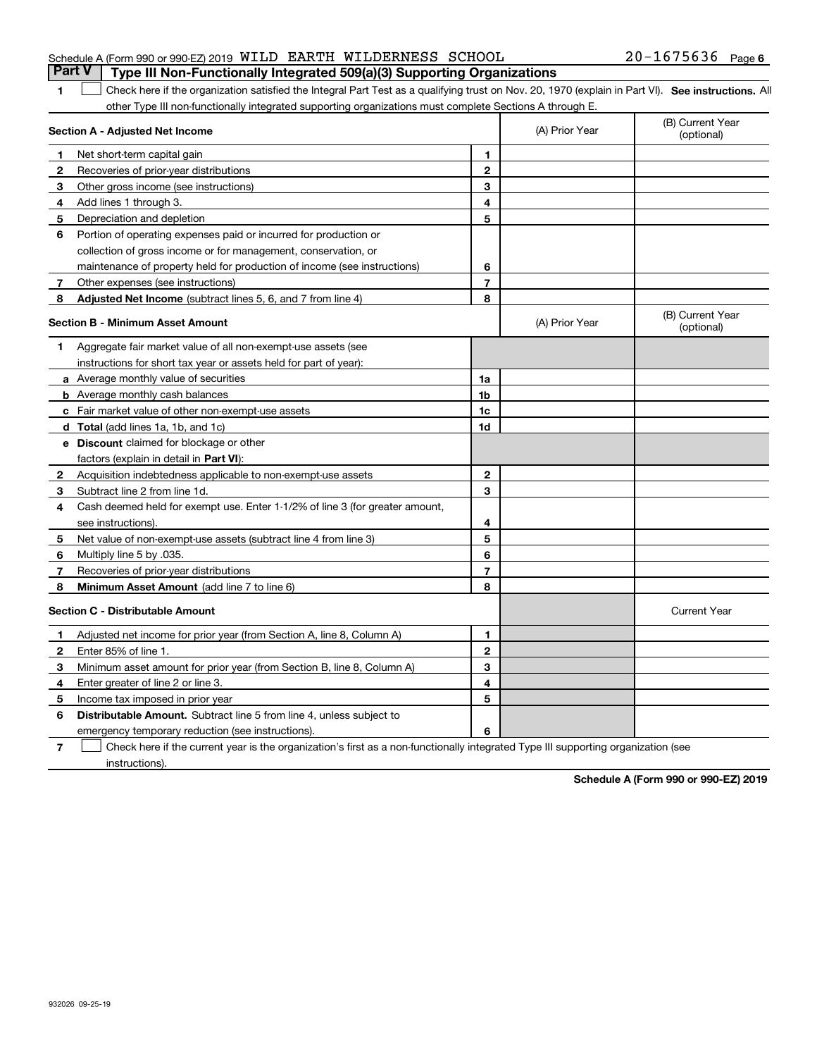Schedule A (Form 990 or 990-EZ) 2019 WILD EARTH WILDERNESS SCHOOL 20-1675636

## Part V Type III Non-Functionally Integrated 509(a)(3) Supporting Organizations

1 ☐ Check here if the organization satisfied the Integral Part Test as a qualifying trust on Nov. 20, 1970 (explain in Part VI). **See instructions.** All other Type III non-functionally integrated supporting organizations must complete Sections A through E.

| | **Section A - Adjusted Net Income** | | (A) Prior Year | (B) Current Year (optional) |
|---|---|---|---|---|
| 1 | Net short-term capital gain | 1 | | |
| 2 | Recoveries of prior-year distributions | 2 | | |
| 3 | Other gross income (see instructions) | 3 | | |
| 4 | Add lines 1 through 3. | 4 | | |
| 5 | Depreciation and depletion | 5 | | |
| 6 | Portion of operating expenses paid or incurred for production or collection of gross income or for management, conservation, or maintenance of property held for production of income (see instructions) | 6 | | |
| 7 | Other expenses (see instructions) | 7 | | |
| 8 | **Adjusted Net Income** (subtract lines 5, 6, and 7 from line 4) | 8 | | |

| | **Section B - Minimum Asset Amount** | | (A) Prior Year | (B) Current Year (optional) |
|---|---|---|---|---|
| 1 | Aggregate fair market value of all non-exempt-use assets (see instructions for short tax year or assets held for part of year): | | | |
| a | Average monthly value of securities | 1a | | |
| b | Average monthly cash balances | 1b | | |
| c | Fair market value of other non-exempt-use assets | 1c | | |
| d | **Total** (add lines 1a, 1b, and 1c) | 1d | | |
| e | **Discount** claimed for blockage or other factors (explain in detail in **Part VI**): | | | |
| 2 | Acquisition indebtedness applicable to non-exempt-use assets | 2 | | |
| 3 | Subtract line 2 from line 1d. | 3 | | |
| 4 | Cash deemed held for exempt use. Enter 1-1/2% of line 3 (for greater amount, see instructions). | 4 | | |
| 5 | Net value of non-exempt-use assets (subtract line 4 from line 3) | 5 | | |
| 6 | Multiply line 5 by .035. | 6 | | |
| 7 | Recoveries of prior-year distributions | 7 | | |
| 8 | **Minimum Asset Amount** (add line 7 to line 6) | 8 | | |

| | **Section C - Distributable Amount** | | | Current Year |
|---|---|---|---|---|
| 1 | Adjusted net income for prior year (from Section A, line 8, Column A) | 1 | | |
| 2 | Enter 85% of line 1. | 2 | | |
| 3 | Minimum asset amount for prior year (from Section B, line 8, Column A) | 3 | | |
| 4 | Enter greater of line 2 or line 3. | 4 | | |
| 5 | Income tax imposed in prior year | 5 | | |
| 6 | **Distributable Amount.** Subtract line 5 from line 4, unless subject to emergency temporary reduction (see instructions). | 6 | | |

7 ☐ Check here if the current year is the organization's first as a non-functionally integrated Type III supporting organization (see instructions).

**Schedule A (Form 990 or 990-EZ) 2019**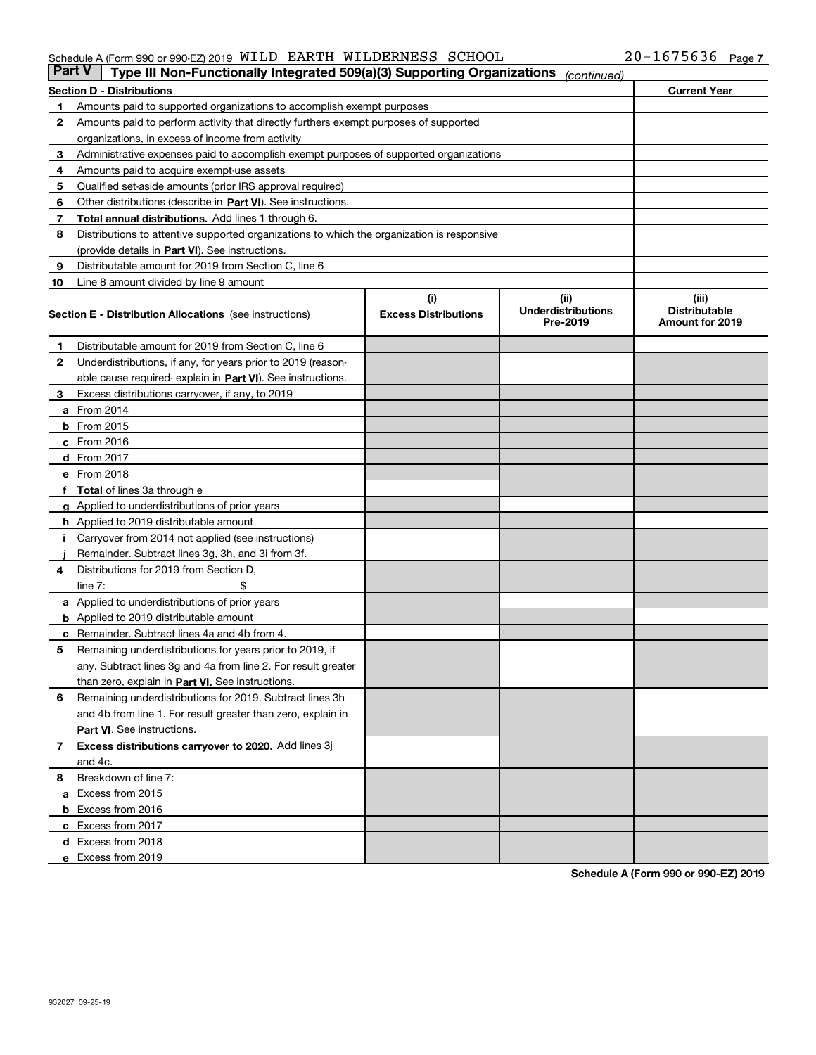Schedule A (Form 990 or 990-EZ) 2019 WILD EARTH WILDERNESS SCHOOL 20-1675636

## Part V | Type III Non-Functionally Integrated 509(a)(3) Supporting Organizations *(continued)*

| | Section D - Distributions | Current Year |
|---|---|---|
| 1 | Amounts paid to supported organizations to accomplish exempt purposes | |
| 2 | Amounts paid to perform activity that directly furthers exempt purposes of supported organizations, in excess of income from activity | |
| 3 | Administrative expenses paid to accomplish exempt purposes of supported organizations | |
| 4 | Amounts paid to acquire exempt-use assets | |
| 5 | Qualified set-aside amounts (prior IRS approval required) | |
| 6 | Other distributions (describe in **Part VI**). See instructions. | |
| 7 | **Total annual distributions.** Add lines 1 through 6. | |
| 8 | Distributions to attentive supported organizations to which the organization is responsive (provide details in **Part VI**). See instructions. | |
| 9 | Distributable amount for 2019 from Section C, line 6 | |
| 10 | Line 8 amount divided by line 9 amount | |

| | Section E - Distribution Allocations (see instructions) | (i) Excess Distributions | (ii) Underdistributions Pre-2019 | (iii) Distributable Amount for 2019 |
|---|---|---|---|---|
| 1 | Distributable amount for 2019 from Section C, line 6 | | | |
| 2 | Underdistributions, if any, for years prior to 2019 (reasonable cause required- explain in **Part VI**). See instructions. | | | |
| 3 | Excess distributions carryover, if any, to 2019 | | | |
| a | From 2014 | | | |
| b | From 2015 | | | |
| c | From 2016 | | | |
| d | From 2017 | | | |
| e | From 2018 | | | |
| f | **Total** of lines 3a through e | | | |
| g | Applied to underdistributions of prior years | | | |
| h | Applied to 2019 distributable amount | | | |
| i | Carryover from 2014 not applied (see instructions) | | | |
| j | Remainder. Subtract lines 3g, 3h, and 3i from 3f. | | | |
| 4 | Distributions for 2019 from Section D, line 7: $ | | | |
| a | Applied to underdistributions of prior years | | | |
| b | Applied to 2019 distributable amount | | | |
| c | Remainder. Subtract lines 4a and 4b from 4. | | | |
| 5 | Remaining underdistributions for years prior to 2019, if any. Subtract lines 3g and 4a from line 2. For result greater than zero, explain in **Part VI.** See instructions. | | | |
| 6 | Remaining underdistributions for 2019. Subtract lines 3h and 4b from line 1. For result greater than zero, explain in **Part VI**. See instructions. | | | |
| 7 | **Excess distributions carryover to 2020.** Add lines 3j and 4c. | | | |
| 8 | Breakdown of line 7: | | | |
| a | Excess from 2015 | | | |
| b | Excess from 2016 | | | |
| c | Excess from 2017 | | | |
| d | Excess from 2018 | | | |
| e | Excess from 2019 | | | |

**Schedule A (Form 990 or 990-EZ) 2019**

932027 09-25-19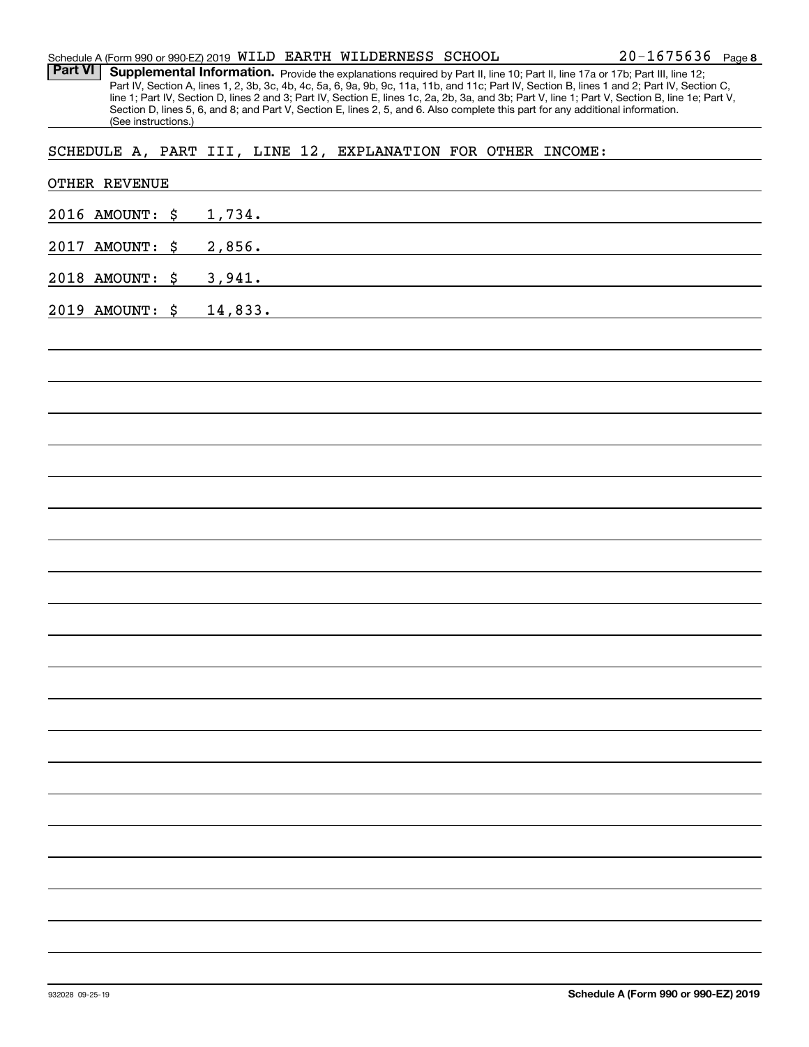Schedule A (Form 990 or 990-EZ) 2019 WILD EARTH WILDERNESS SCHOOL 20-1675636

**Part VI** **Supplemental Information.** Provide the explanations required by Part II, line 10; Part II, line 17a or 17b; Part III, line 12; Part IV, Section A, lines 1, 2, 3b, 3c, 4b, 4c, 5a, 6, 9a, 9b, 9c, 11a, 11b, and 11c; Part IV, Section B, lines 1 and 2; Part IV, Section C, line 1; Part IV, Section D, lines 2 and 3; Part IV, Section E, lines 1c, 2a, 2b, 3a, and 3b; Part V, line 1; Part V, Section B, line 1e; Part V, Section D, lines 5, 6, and 8; and Part V, Section E, lines 2, 5, and 6. Also complete this part for any additional information. (See instructions.)

SCHEDULE A, PART III, LINE 12, EXPLANATION FOR OTHER INCOME:

OTHER REVENUE

2016 AMOUNT: $ 1,734.

2017 AMOUNT: $ 2,856.

2018 AMOUNT: $ 3,941.

2019 AMOUNT: $ 14,833.

Schedule A (Form 990 or 990-EZ) 2019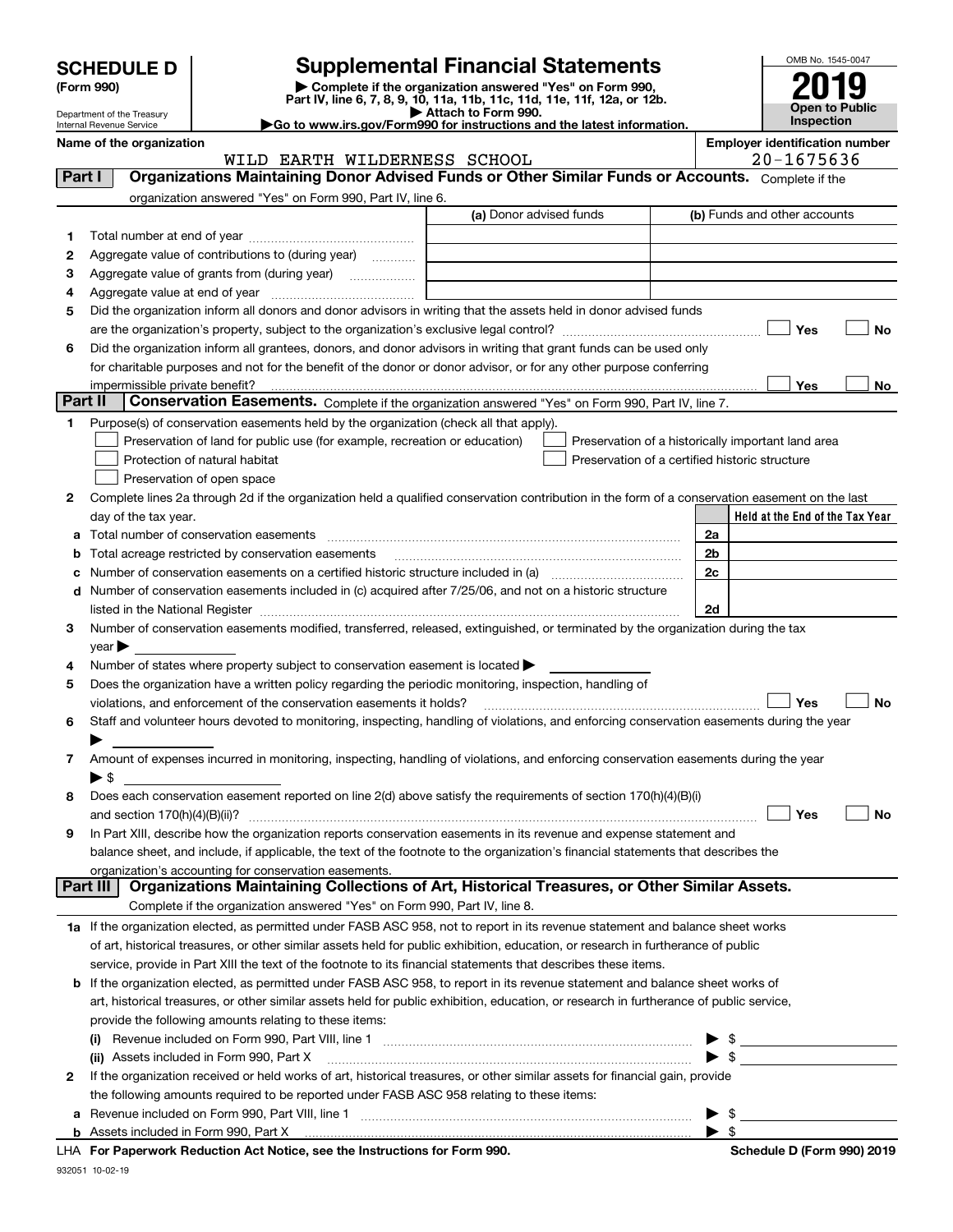# SCHEDULE D (Form 990)

Department of the Treasury
Internal Revenue Service

# Supplemental Financial Statements

▶ Complete if the organization answered "Yes" on Form 990, Part IV, line 6, 7, 8, 9, 10, 11a, 11b, 11c, 11d, 11e, 11f, 12a, or 12b.
▶ Attach to Form 990.
▶ Go to www.irs.gov/Form990 for instructions and the latest information.

OMB No. 1545-0047

**2019**

**Open to Public Inspection**

**Name of the organization:** WILD EARTH WILDERNESS SCHOOL

**Employer identification number:** 20-1675636

## Part I — Organizations Maintaining Donor Advised Funds or Other Similar Funds or Accounts.

Complete if the organization answered "Yes" on Form 990, Part IV, line 6.

| | | (a) Donor advised funds | (b) Funds and other accounts |
|---|---|---|---|
| 1 | Total number at end of year | | |
| 2 | Aggregate value of contributions to (during year) | | |
| 3 | Aggregate value of grants from (during year) | | |
| 4 | Aggregate value at end of year | | |

5 Did the organization inform all donors and donor advisors in writing that the assets held in donor advised funds are the organization's property, subject to the organization's exclusive legal control? ☐ Yes ☐ No

6 Did the organization inform all grantees, donors, and donor advisors in writing that grant funds can be used only for charitable purposes and not for the benefit of the donor or donor advisor, or for any other purpose conferring impermissible private benefit? ☐ Yes ☐ No

## Part II — Conservation Easements.

Complete if the organization answered "Yes" on Form 990, Part IV, line 7.

1 Purpose(s) of conservation easements held by the organization (check all that apply).

- ☐ Preservation of land for public use (for example, recreation or education)
- ☐ Protection of natural habitat
- ☐ Preservation of open space
- ☐ Preservation of a historically important land area
- ☐ Preservation of a certified historic structure

2 Complete lines 2a through 2d if the organization held a qualified conservation contribution in the form of a conservation easement on the last day of the tax year.

| | | | Held at the End of the Tax Year |
|---|---|---|---|
| a | Total number of conservation easements | 2a | |
| b | Total acreage restricted by conservation easements | 2b | |
| c | Number of conservation easements on a certified historic structure included in (a) | 2c | |
| d | Number of conservation easements included in (c) acquired after 7/25/06, and not on a historic structure listed in the National Register | 2d | |

3 Number of conservation easements modified, transferred, released, extinguished, or terminated by the organization during the tax year ▶

4 Number of states where property subject to conservation easement is located ▶

5 Does the organization have a written policy regarding the periodic monitoring, inspection, handling of violations, and enforcement of the conservation easements it holds? ☐ Yes ☐ No

6 Staff and volunteer hours devoted to monitoring, inspecting, handling of violations, and enforcing conservation easements during the year ▶

7 Amount of expenses incurred in monitoring, inspecting, handling of violations, and enforcing conservation easements during the year ▶ $

8 Does each conservation easement reported on line 2(d) above satisfy the requirements of section 170(h)(4)(B)(i) and section 170(h)(4)(B)(ii)? ☐ Yes ☐ No

9 In Part XIII, describe how the organization reports conservation easements in its revenue and expense statement and balance sheet, and include, if applicable, the text of the footnote to the organization's financial statements that describes the organization's accounting for conservation easements.

## Part III — Organizations Maintaining Collections of Art, Historical Treasures, or Other Similar Assets.

Complete if the organization answered "Yes" on Form 990, Part IV, line 8.

1a If the organization elected, as permitted under FASB ASC 958, not to report in its revenue statement and balance sheet works of art, historical treasures, or other similar assets held for public exhibition, education, or research in furtherance of public service, provide in Part XIII the text of the footnote to its financial statements that describes these items.

b If the organization elected, as permitted under FASB ASC 958, to report in its revenue statement and balance sheet works of art, historical treasures, or other similar assets held for public exhibition, education, or research in furtherance of public service, provide the following amounts relating to these items:

(i) Revenue included on Form 990, Part VIII, line 1 ▶ $

(ii) Assets included in Form 990, Part X ▶ $

2 If the organization received or held works of art, historical treasures, or other similar assets for financial gain, provide the following amounts required to be reported under FASB ASC 958 relating to these items:

a Revenue included on Form 990, Part VIII, line 1 ▶ $

b Assets included in Form 990, Part X ▶ $

LHA **For Paperwork Reduction Act Notice, see the Instructions for Form 990.** **Schedule D (Form 990) 2019**

932051 10-02-19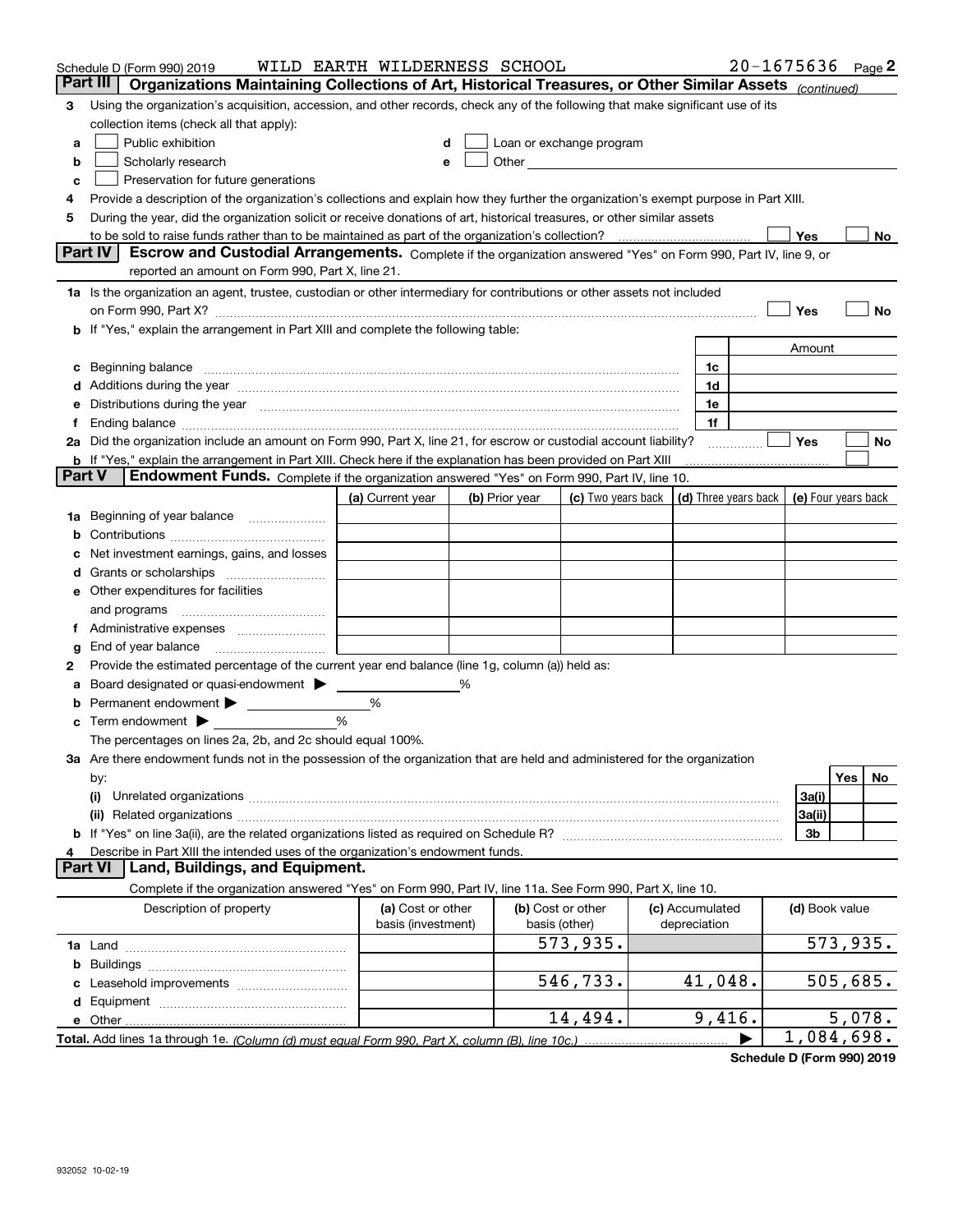Schedule D (Form 990) 2019 WILD EARTH WILDERNESS SCHOOL 20-1675636 Page 2

**Part III | Organizations Maintaining Collections of Art, Historical Treasures, or Other Similar Assets** *(continued)*

3 Using the organization's acquisition, accession, and other records, check any of the following that make significant use of its collection items (check all that apply):

- a ☐ Public exhibition
- b ☐ Scholarly research
- c ☐ Preservation for future generations
- d ☐ Loan or exchange program
- e ☐ Other

4 Provide a description of the organization's collections and explain how they further the organization's exempt purpose in Part XIII.

5 During the year, did the organization solicit or receive donations of art, historical treasures, or other similar assets to be sold to raise funds rather than to be maintained as part of the organization's collection? ☐ Yes ☐ No

**Part IV | Escrow and Custodial Arrangements.** Complete if the organization answered "Yes" on Form 990, Part IV, line 9, or reported an amount on Form 990, Part X, line 21.

1a Is the organization an agent, trustee, custodian or other intermediary for contributions or other assets not included on Form 990, Part X? ☐ Yes ☐ No

b If "Yes," explain the arrangement in Part XIII and complete the following table:

| | | Amount |
|---|---|---|
| c Beginning balance | 1c | |
| d Additions during the year | 1d | |
| e Distributions during the year | 1e | |
| f Ending balance | 1f | |

2a Did the organization include an amount on Form 990, Part X, line 21, for escrow or custodial account liability? ☐ Yes ☐ No

b If "Yes," explain the arrangement in Part XIII. Check here if the explanation has been provided on Part XIII ☐

**Part V | Endowment Funds.** Complete if the organization answered "Yes" on Form 990, Part IV, line 10.

| | (a) Current year | (b) Prior year | (c) Two years back | (d) Three years back | (e) Four years back |
|---|---|---|---|---|---|
| 1a Beginning of year balance | | | | | |
| b Contributions | | | | | |
| c Net investment earnings, gains, and losses | | | | | |
| d Grants or scholarships | | | | | |
| e Other expenditures for facilities and programs | | | | | |
| f Administrative expenses | | | | | |
| g End of year balance | | | | | |

2 Provide the estimated percentage of the current year end balance (line 1g, column (a)) held as:

- a Board designated or quasi-endowment ▶ _____ %
- b Permanent endowment ▶ _____ %
- c Term endowment ▶ _____ %

The percentages on lines 2a, 2b, and 2c should equal 100%.

3a Are there endowment funds not in the possession of the organization that are held and administered for the organization by:

| | | Yes | No |
|---|---|---|---|
| (i) Unrelated organizations | 3a(i) | | |
| (ii) Related organizations | 3a(ii) | | |
| b If "Yes" on line 3a(ii), are the related organizations listed as required on Schedule R? | 3b | | |

4 Describe in Part XIII the intended uses of the organization's endowment funds.

**Part VI | Land, Buildings, and Equipment.**

Complete if the organization answered "Yes" on Form 990, Part IV, line 11a. See Form 990, Part X, line 10.

| Description of property | (a) Cost or other basis (investment) | (b) Cost or other basis (other) | (c) Accumulated depreciation | (d) Book value |
|---|---|---|---|---|
| 1a Land | | 573,935. | | 573,935. |
| b Buildings | | | | |
| c Leasehold improvements | | 546,733. | 41,048. | 505,685. |
| d Equipment | | | | |
| e Other | | 14,494. | 9,416. | 5,078. |
| **Total.** Add lines 1a through 1e. *(Column (d) must equal Form 990, Part X, column (B), line 10c.)* | | | ▶ | 1,084,698. |

**Schedule D (Form 990) 2019**

932052 10-02-19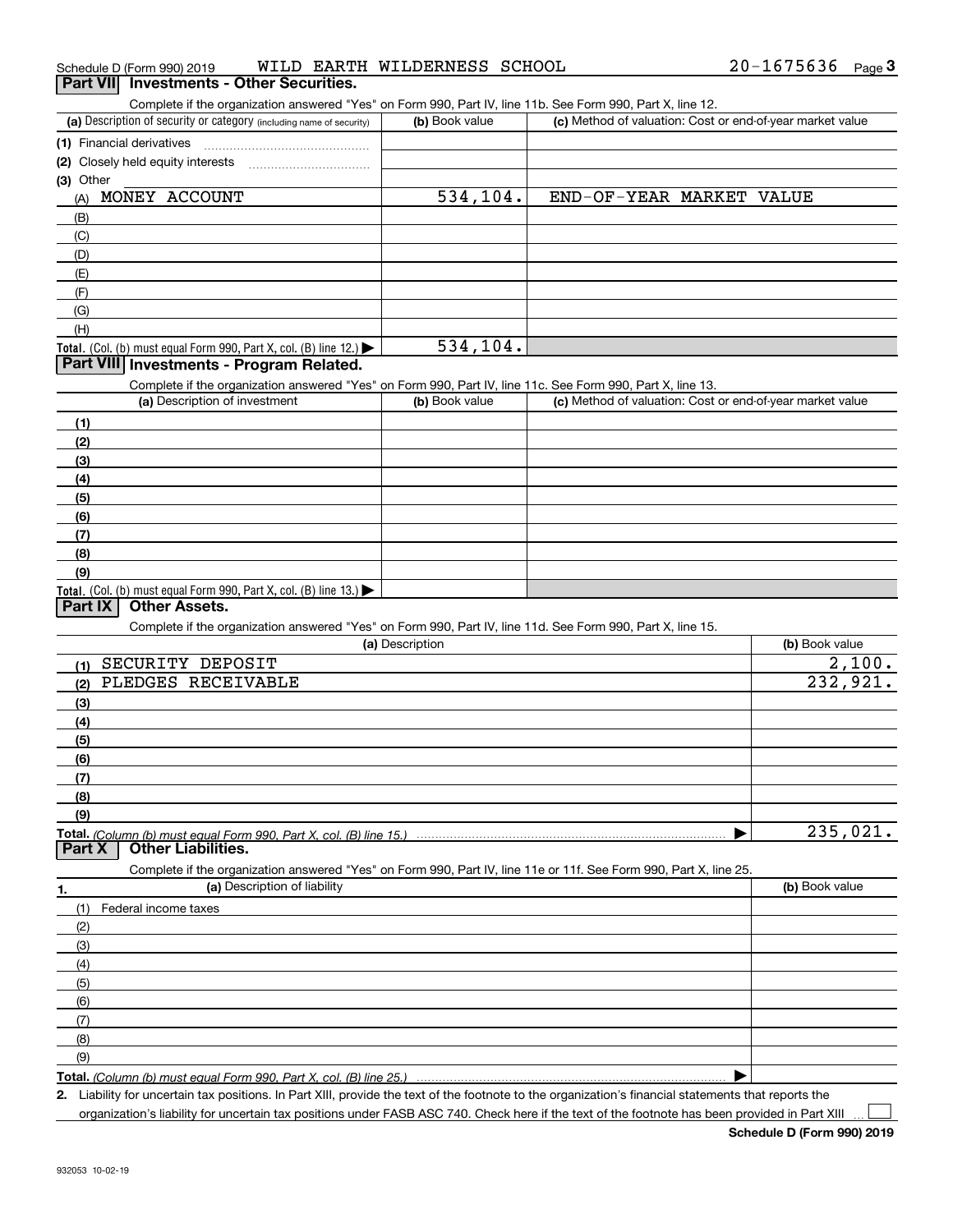Schedule D (Form 990) 2019 WILD EARTH WILDERNESS SCHOOL 20-1675636

## Part VII Investments - Other Securities.

Complete if the organization answered "Yes" on Form 990, Part IV, line 11b. See Form 990, Part X, line 12.

| (a) Description of security or category (including name of security) | (b) Book value | (c) Method of valuation: Cost or end-of-year market value |
|---|---|---|
| (1) Financial derivatives | | |
| (2) Closely held equity interests | | |
| (3) Other | | |
| (A) MONEY ACCOUNT | 534,104. | END-OF-YEAR MARKET VALUE |
| (B) | | |
| (C) | | |
| (D) | | |
| (E) | | |
| (F) | | |
| (G) | | |
| (H) | | |
| **Total.** (Col. (b) must equal Form 990, Part X, col. (B) line 12.) | 534,104. | |

## Part VIII Investments - Program Related.

Complete if the organization answered "Yes" on Form 990, Part IV, line 11c. See Form 990, Part X, line 13.

| (a) Description of investment | (b) Book value | (c) Method of valuation: Cost or end-of-year market value |
|---|---|---|
| (1) | | |
| (2) | | |
| (3) | | |
| (4) | | |
| (5) | | |
| (6) | | |
| (7) | | |
| (8) | | |
| (9) | | |
| **Total.** (Col. (b) must equal Form 990, Part X, col. (B) line 13.) | | |

## Part IX Other Assets.

Complete if the organization answered "Yes" on Form 990, Part IV, line 11d. See Form 990, Part X, line 15.

| (a) Description | (b) Book value |
|---|---|
| (1) SECURITY DEPOSIT | 2,100. |
| (2) PLEDGES RECEIVABLE | 232,921. |
| (3) | |
| (4) | |
| (5) | |
| (6) | |
| (7) | |
| (8) | |
| (9) | |
| **Total.** *(Column (b) must equal Form 990, Part X, col. (B) line 15.)* | 235,021. |

## Part X Other Liabilities.

Complete if the organization answered "Yes" on Form 990, Part IV, line 11e or 11f. See Form 990, Part X, line 25.

| 1. (a) Description of liability | (b) Book value |
|---|---|
| (1) Federal income taxes | |
| (2) | |
| (3) | |
| (4) | |
| (5) | |
| (6) | |
| (7) | |
| (8) | |
| (9) | |
| **Total.** *(Column (b) must equal Form 990, Part X, col. (B) line 25.)* | |

**2.** Liability for uncertain tax positions. In Part XIII, provide the text of the footnote to the organization's financial statements that reports the organization's liability for uncertain tax positions under FASB ASC 740. Check here if the text of the footnote has been provided in Part XIII ☐

**Schedule D (Form 990) 2019**

932053 10-02-19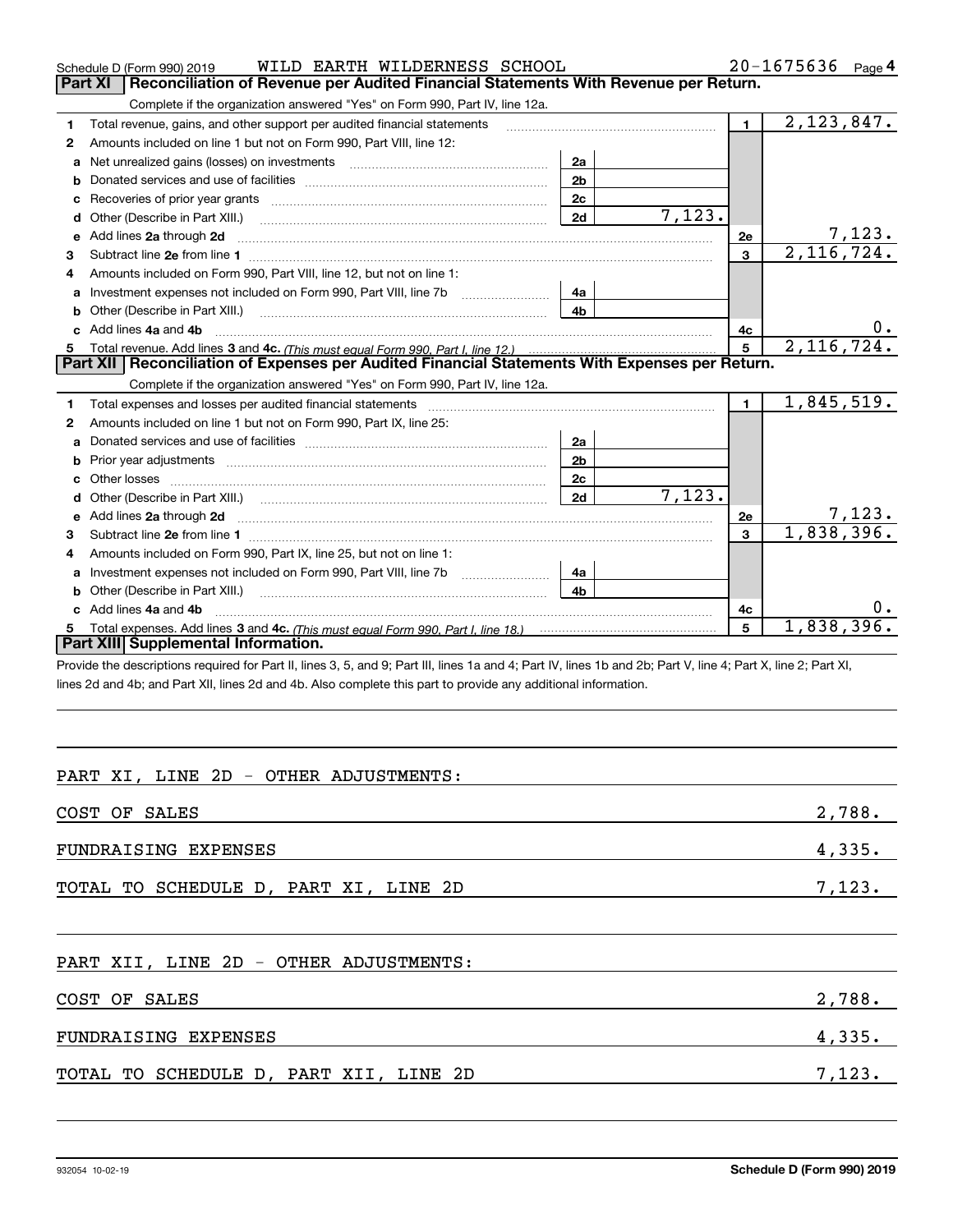Schedule D (Form 990) 2019 WILD EARTH WILDERNESS SCHOOL 20-1675636 Page 4

## Part XI | Reconciliation of Revenue per Audited Financial Statements With Revenue per Return.

Complete if the organization answered "Yes" on Form 990, Part IV, line 12a.

| | | | | | |
|---|---|---|---|---|---|
| 1 | Total revenue, gains, and other support per audited financial statements | | | 1 | 2,123,847. |
| 2 | Amounts included on line 1 but not on Form 990, Part VIII, line 12: | | | | |
| a | Net unrealized gains (losses) on investments | 2a | | | |
| b | Donated services and use of facilities | 2b | | | |
| c | Recoveries of prior year grants | 2c | | | |
| d | Other (Describe in Part XIII.) | 2d | 7,123. | | |
| e | Add lines **2a** through **2d** | | | 2e | 7,123. |
| 3 | Subtract line **2e** from line **1** | | | 3 | 2,116,724. |
| 4 | Amounts included on Form 990, Part VIII, line 12, but not on line 1: | | | | |
| a | Investment expenses not included on Form 990, Part VIII, line 7b | 4a | | | |
| b | Other (Describe in Part XIII.) | 4b | | | |
| c | Add lines **4a** and **4b** | | | 4c | 0. |
| 5 | Total revenue. Add lines **3** and **4c.** *(This must equal Form 990, Part I, line 12.)* | | | 5 | 2,116,724. |

## Part XII | Reconciliation of Expenses per Audited Financial Statements With Expenses per Return.

Complete if the organization answered "Yes" on Form 990, Part IV, line 12a.

| | | | | | |
|---|---|---|---|---|---|
| 1 | Total expenses and losses per audited financial statements | | | 1 | 1,845,519. |
| 2 | Amounts included on line 1 but not on Form 990, Part IX, line 25: | | | | |
| a | Donated services and use of facilities | 2a | | | |
| b | Prior year adjustments | 2b | | | |
| c | Other losses | 2c | | | |
| d | Other (Describe in Part XIII.) | 2d | 7,123. | | |
| e | Add lines **2a** through **2d** | | | 2e | 7,123. |
| 3 | Subtract line **2e** from line **1** | | | 3 | 1,838,396. |
| 4 | Amounts included on Form 990, Part IX, line 25, but not on line 1: | | | | |
| a | Investment expenses not included on Form 990, Part VIII, line 7b | 4a | | | |
| b | Other (Describe in Part XIII.) | 4b | | | |
| c | Add lines **4a** and **4b** | | | 4c | 0. |
| 5 | Total expenses. Add lines **3** and **4c.** *(This must equal Form 990, Part I, line 18.)* | | | 5 | 1,838,396. |

## Part XIII | Supplemental Information.

Provide the descriptions required for Part II, lines 3, 5, and 9; Part III, lines 1a and 4; Part IV, lines 1b and 2b; Part V, line 4; Part X, line 2; Part XI, lines 2d and 4b; and Part XII, lines 2d and 4b. Also complete this part to provide any additional information.

PART XI, LINE 2D - OTHER ADJUSTMENTS:

| | |
|---|---|
| COST OF SALES | 2,788. |
| FUNDRAISING EXPENSES | 4,335. |
| TOTAL TO SCHEDULE D, PART XI, LINE 2D | 7,123. |

PART XII, LINE 2D - OTHER ADJUSTMENTS:

| | |
|---|---|
| COST OF SALES | 2,788. |
| FUNDRAISING EXPENSES | 4,335. |
| TOTAL TO SCHEDULE D, PART XII, LINE 2D | 7,123. |

932054 10-02-19 **Schedule D (Form 990) 2019**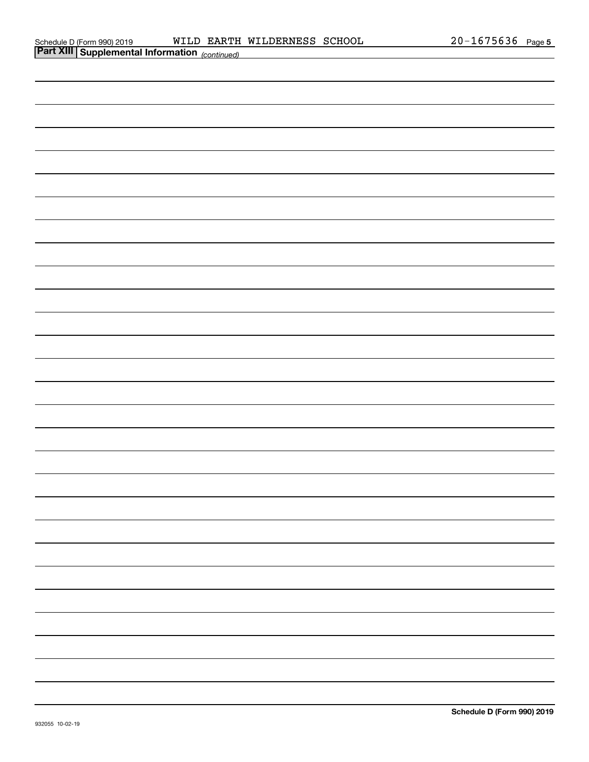## Part XIII Supplemental Information *(continued)*

WILD EARTH WILDERNESS SCHOOL 20-1675636

Schedule D (Form 990) 2019

932055 10-02-19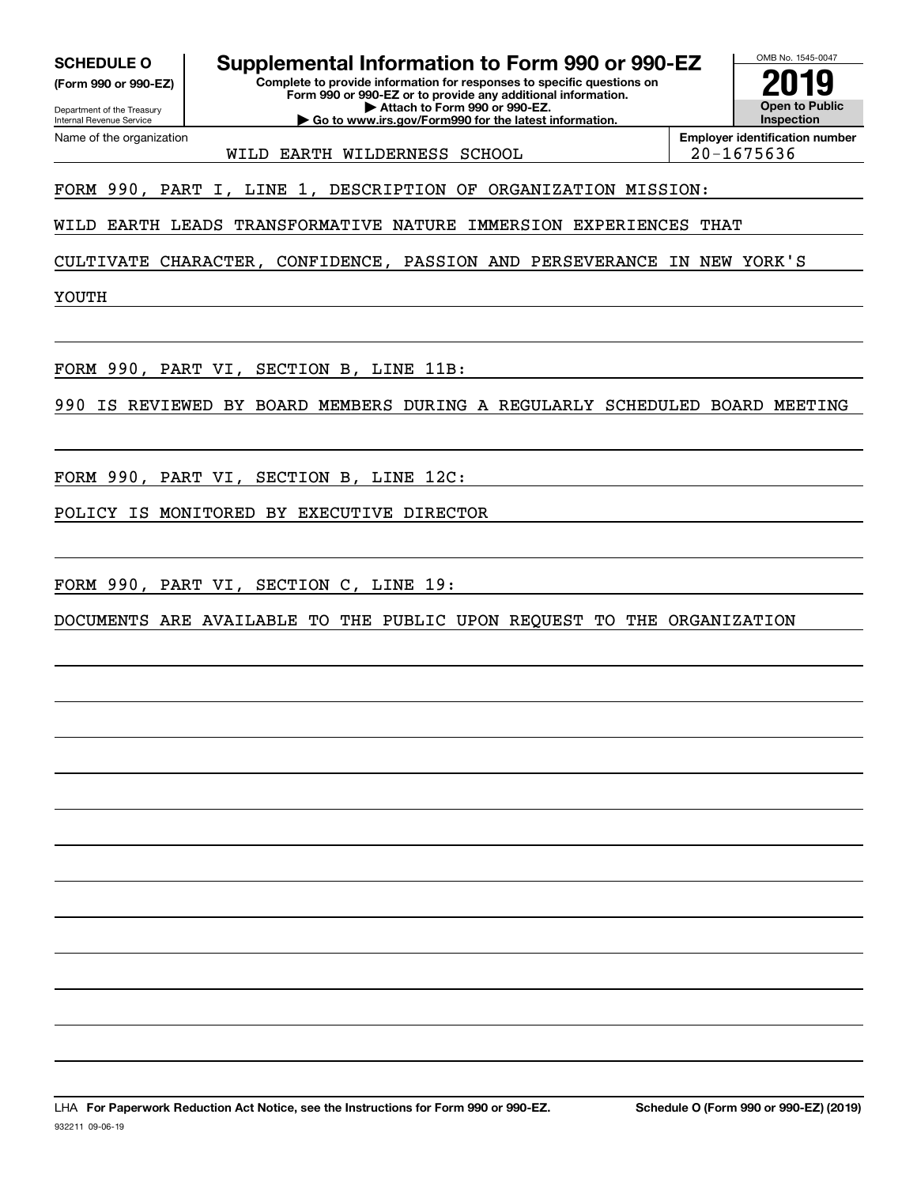**SCHEDULE O**
**(Form 990 or 990-EZ)**

Department of the Treasury
Internal Revenue Service

# Supplemental Information to Form 990 or 990-EZ

**Complete to provide information for responses to specific questions on Form 990 or 990-EZ or to provide any additional information.**
**▶ Attach to Form 990 or 990-EZ.**
**▶ Go to www.irs.gov/Form990 for the latest information.**

OMB No. 1545-0047

**2019**

**Open to Public Inspection**

| Name of the organization | Employer identification number |
|---|---|
| WILD EARTH WILDERNESS SCHOOL | 20-1675636 |

FORM 990, PART I, LINE 1, DESCRIPTION OF ORGANIZATION MISSION:

WILD EARTH LEADS TRANSFORMATIVE NATURE IMMERSION EXPERIENCES THAT CULTIVATE CHARACTER, CONFIDENCE, PASSION AND PERSEVERANCE IN NEW YORK'S YOUTH

FORM 990, PART VI, SECTION B, LINE 11B:

990 IS REVIEWED BY BOARD MEMBERS DURING A REGULARLY SCHEDULED BOARD MEETING

FORM 990, PART VI, SECTION B, LINE 12C:

POLICY IS MONITORED BY EXECUTIVE DIRECTOR

FORM 990, PART VI, SECTION C, LINE 19:

DOCUMENTS ARE AVAILABLE TO THE PUBLIC UPON REQUEST TO THE ORGANIZATION

LHA **For Paperwork Reduction Act Notice, see the Instructions for Form 990 or 990-EZ.** **Schedule O (Form 990 or 990-EZ) (2019)**

932211 09-06-19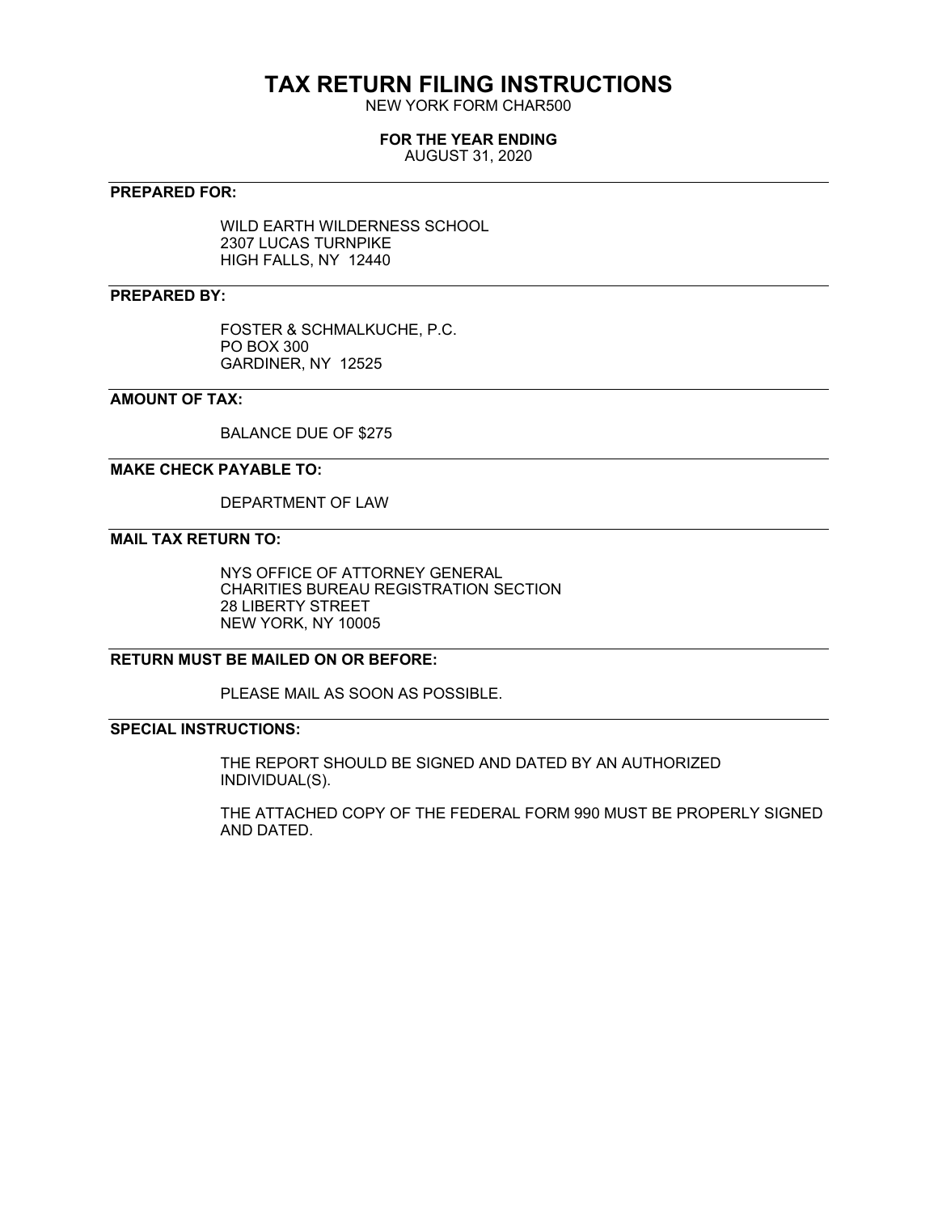# TAX RETURN FILING INSTRUCTIONS

NEW YORK FORM CHAR500

**FOR THE YEAR ENDING**

AUGUST 31, 2020

**PREPARED FOR:**

WILD EARTH WILDERNESS SCHOOL
2307 LUCAS TURNPIKE
HIGH FALLS, NY 12440

**PREPARED BY:**

FOSTER & SCHMALKUCHE, P.C.
PO BOX 300
GARDINER, NY 12525

**AMOUNT OF TAX:**

BALANCE DUE OF $275

**MAKE CHECK PAYABLE TO:**

DEPARTMENT OF LAW

**MAIL TAX RETURN TO:**

NYS OFFICE OF ATTORNEY GENERAL
CHARITIES BUREAU REGISTRATION SECTION
28 LIBERTY STREET
NEW YORK, NY 10005

**RETURN MUST BE MAILED ON OR BEFORE:**

PLEASE MAIL AS SOON AS POSSIBLE.

**SPECIAL INSTRUCTIONS:**

THE REPORT SHOULD BE SIGNED AND DATED BY AN AUTHORIZED INDIVIDUAL(S).

THE ATTACHED COPY OF THE FEDERAL FORM 990 MUST BE PROPERLY SIGNED AND DATED.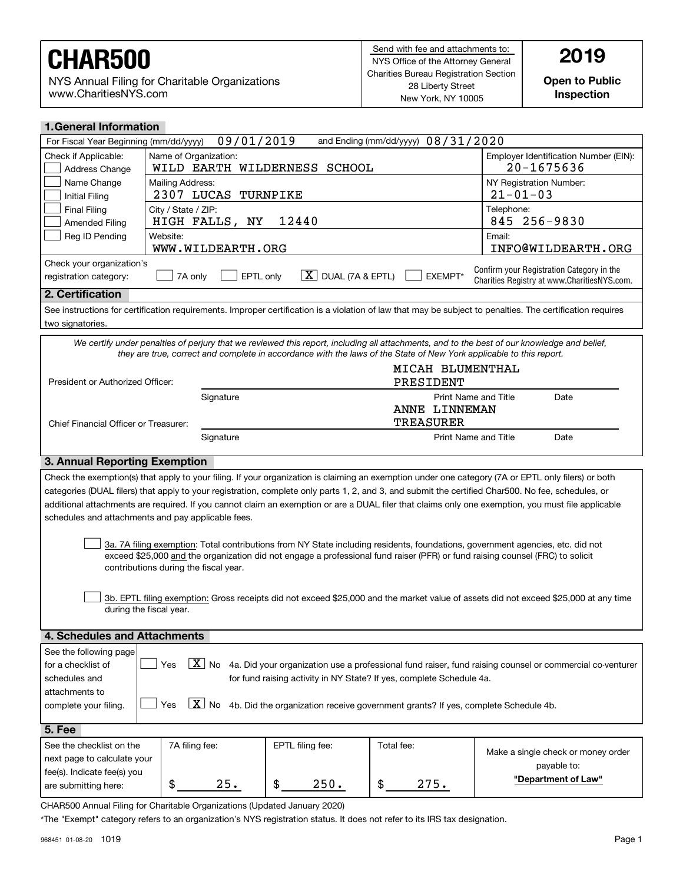# CHAR500

NYS Annual Filing for Charitable Organizations
www.CharitiesNYS.com

Send with fee and attachments to:
NYS Office of the Attorney General
Charities Bureau Registration Section
28 Liberty Street
New York, NY 10005

**2019**

**Open to Public Inspection**

## 1. General Information

For Fiscal Year Beginning (mm/dd/yyyy) 09/01/2019 and Ending (mm/dd/yyyy) 08/31/2020

| Check if Applicable: | Name of Organization: | Employer Identification Number (EIN): |
|---|---|---|
| ☐ Address Change | WILD EARTH WILDERNESS SCHOOL | 20-1675636 |
| ☐ Name Change | Mailing Address: | NY Registration Number: |
| ☐ Initial Filing | 2307 LUCAS TURNPIKE | 21-01-03 |
| ☐ Final Filing | City / State / ZIP: | Telephone: |
| ☐ Amended Filing | HIGH FALLS, NY 12440 | 845 256-9830 |
| ☐ Reg ID Pending | Website: | Email: |
| | WWW.WILDEARTH.ORG | INFO@WILDEARTH.ORG |

Check your organization's registration category: ☐ 7A only ☐ EPTL only ☒ DUAL (7A & EPTL) ☐ EXEMPT*

Confirm your Registration Category in the Charities Registry at www.CharitiesNYS.com.

## 2. Certification

See instructions for certification requirements. Improper certification is a violation of law that may be subject to penalties. The certification requires two signatories.

*We certify under penalties of perjury that we reviewed this report, including all attachments, and to the best of our knowledge and belief, they are true, correct and complete in accordance with the laws of the State of New York applicable to this report.*

| | Signature | Print Name and Title | Date |
|---|---|---|---|
| President or Authorized Officer: | | MICAH BLUMENTHAL PRESIDENT | |
| Chief Financial Officer or Treasurer: | | ANNE LINNEMAN TREASURER | |

## 3. Annual Reporting Exemption

Check the exemption(s) that apply to your filing. If your organization is claiming an exemption under one category (7A or EPTL only filers) or both categories (DUAL filers) that apply to your registration, complete only parts 1, 2, and 3, and submit the certified Char500. No fee, schedules, or additional attachments are required. If you cannot claim an exemption or are a DUAL filer that claims only one exemption, you must file applicable schedules and attachments and pay applicable fees.

☐ 3a. 7A filing exemption: Total contributions from NY State including residents, foundations, government agencies, etc. did not exceed $25,000 and the organization did not engage a professional fund raiser (PFR) or fund raising counsel (FRC) to solicit contributions during the fiscal year.

☐ 3b. EPTL filing exemption: Gross receipts did not exceed $25,000 and the market value of assets did not exceed $25,000 at any time during the fiscal year.

## 4. Schedules and Attachments

See the following page for a checklist of schedules and attachments to complete your filing.

☐ Yes ☒ No 4a. Did your organization use a professional fund raiser, fund raising counsel or commercial co-venturer for fund raising activity in NY State? If yes, complete Schedule 4a.

☐ Yes ☒ No 4b. Did the organization receive government grants? If yes, complete Schedule 4b.

## 5. Fee

| See the checklist on the next page to calculate your fee(s). Indicate fee(s) you are submitting here: | 7A filing fee: | EPTL filing fee: | Total fee: | Make a single check or money order payable to: |
|---|---|---|---|---|
| | $ 25. | $ 250. | $ 275. | **"Department of Law"** |

CHAR500 Annual Filing for Charitable Organizations (Updated January 2020)

*The "Exempt" category refers to an organization's NYS registration status. It does not refer to its IRS tax designation.

968451 01-08-20 1019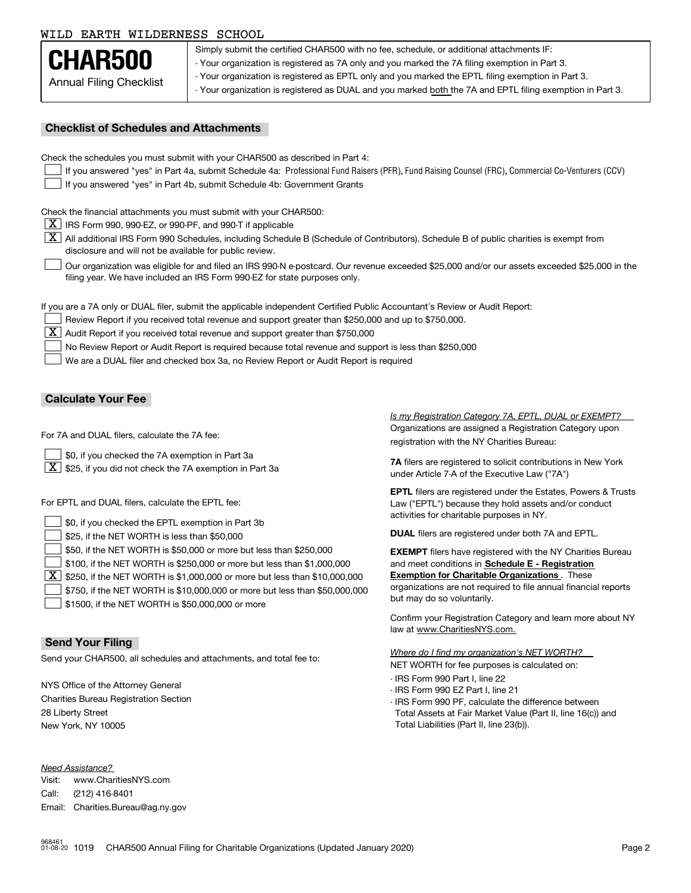WILD EARTH WILDERNESS SCHOOL

# CHAR500

Annual Filing Checklist

Simply submit the certified CHAR500 with no fee, schedule, or additional attachments IF:
- Your organization is registered as 7A only and you marked the 7A filing exemption in Part 3.
- Your organization is registered as EPTL only and you marked the EPTL filing exemption in Part 3.
- Your organization is registered as DUAL and you marked both the 7A and EPTL filing exemption in Part 3.

## Checklist of Schedules and Attachments

Check the schedules you must submit with your CHAR500 as described in Part 4:

- [ ] If you answered "yes" in Part 4a, submit Schedule 4a: Professional Fund Raisers (PFR), Fund Raising Counsel (FRC), Commercial Co-Venturers (CCV)
- [ ] If you answered "yes" in Part 4b, submit Schedule 4b: Government Grants

Check the financial attachments you must submit with your CHAR500:

- [X] IRS Form 990, 990-EZ, or 990-PF, and 990-T if applicable
- [X] All additional IRS Form 990 Schedules, including Schedule B (Schedule of Contributors). Schedule B of public charities is exempt from disclosure and will not be available for public review.
- [ ] Our organization was eligible for and filed an IRS 990-N e-postcard. Our revenue exceeded $25,000 and/or our assets exceeded $25,000 in the filing year. We have included an IRS Form 990-EZ for state purposes only.

If you are a 7A only or DUAL filer, submit the applicable independent Certified Public Accountant's Review or Audit Report:

- [ ] Review Report if you received total revenue and support greater than $250,000 and up to $750,000.
- [X] Audit Report if you received total revenue and support greater than $750,000
- [ ] No Review Report or Audit Report is required because total revenue and support is less than $250,000
- [ ] We are a DUAL filer and checked box 3a, no Review Report or Audit Report is required

## Calculate Your Fee

For 7A and DUAL filers, calculate the 7A fee:

- [ ] $0, if you checked the 7A exemption in Part 3a
- [X] $25, if you did not check the 7A exemption in Part 3a

For EPTL and DUAL filers, calculate the EPTL fee:

- [ ] $0, if you checked the EPTL exemption in Part 3b
- [ ] $25, if the NET WORTH is less than $50,000
- [ ] $50, if the NET WORTH is $50,000 or more but less than $250,000
- [ ] $100, if the NET WORTH is $250,000 or more but less than $1,000,000
- [X] $250, if the NET WORTH is $1,000,000 or more but less than $10,000,000
- [ ] $750, if the NET WORTH is $10,000,000 or more but less than $50,000,000
- [ ] $1500, if the NET WORTH is $50,000,000 or more

*Is my Registration Category 7A, EPTL, DUAL or EXEMPT?*

Organizations are assigned a Registration Category upon registration with the NY Charities Bureau:

**7A** filers are registered to solicit contributions in New York under Article 7-A of the Executive Law ("7A")

**EPTL** filers are registered under the Estates, Powers & Trusts Law ("EPTL") because they hold assets and/or conduct activities for charitable purposes in NY.

**DUAL** filers are registered under both 7A and EPTL.

**EXEMPT** filers have registered with the NY Charities Bureau and meet conditions in **Schedule E - Registration Exemption for Charitable Organizations**. These organizations are not required to file annual financial reports but may do so voluntarily.

Confirm your Registration Category and learn more about NY law at www.CharitiesNYS.com.

*Where do I find my organization's NET WORTH?*

NET WORTH for fee purposes is calculated on:
- IRS Form 990 Part I, line 22
- IRS Form 990 EZ Part I, line 21
- IRS Form 990 PF, calculate the difference between Total Assets at Fair Market Value (Part II, line 16(c)) and Total Liabilities (Part II, line 23(b)).

## Send Your Filing

Send your CHAR500, all schedules and attachments, and total fee to:

NYS Office of the Attorney General
Charities Bureau Registration Section
28 Liberty Street
New York, NY 10005

*Need Assistance?*

Visit: www.CharitiesNYS.com
Call: (212) 416-8401
Email: Charities.Bureau@ag.ny.gov